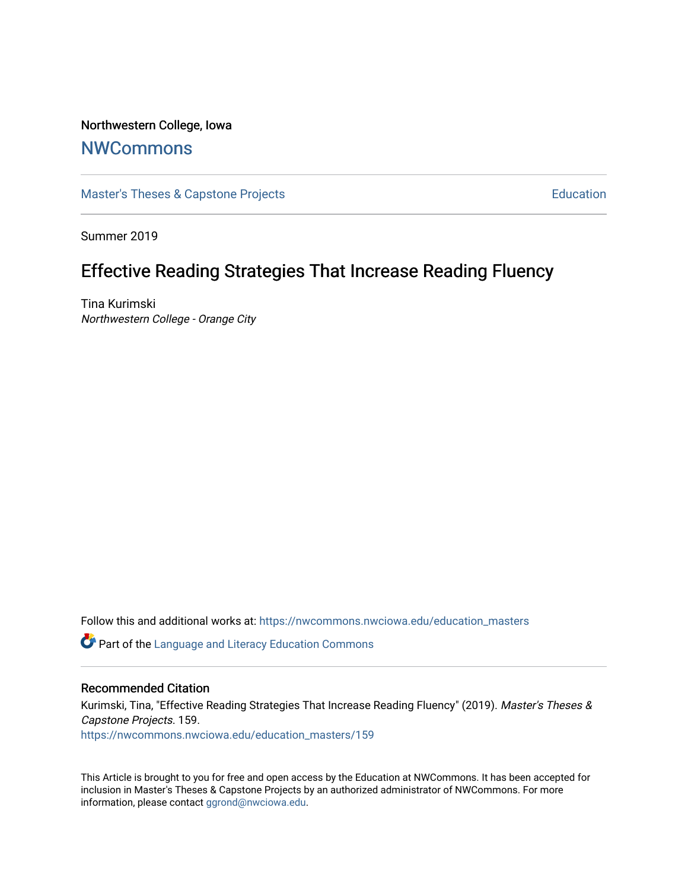Northwestern College, Iowa

# NWCommons

Master's Theses & Capstone Projects | Education

Summer 2019

## Effective Reading Strategies That Increase Reading Fluency

Tina Kurimski
*Northwestern College - Orange City*

Follow this and additional works at: https://nwcommons.nwciowa.edu/education_masters

Part of the Language and Literacy Education Commons

### Recommended Citation

Kurimski, Tina, "Effective Reading Strategies That Increase Reading Fluency" (2019). *Master's Theses & Capstone Projects*. 159.
https://nwcommons.nwciowa.edu/education_masters/159

This Article is brought to you for free and open access by the Education at NWCommons. It has been accepted for inclusion in Master's Theses & Capstone Projects by an authorized administrator of NWCommons. For more information, please contact ggrond@nwciowa.edu.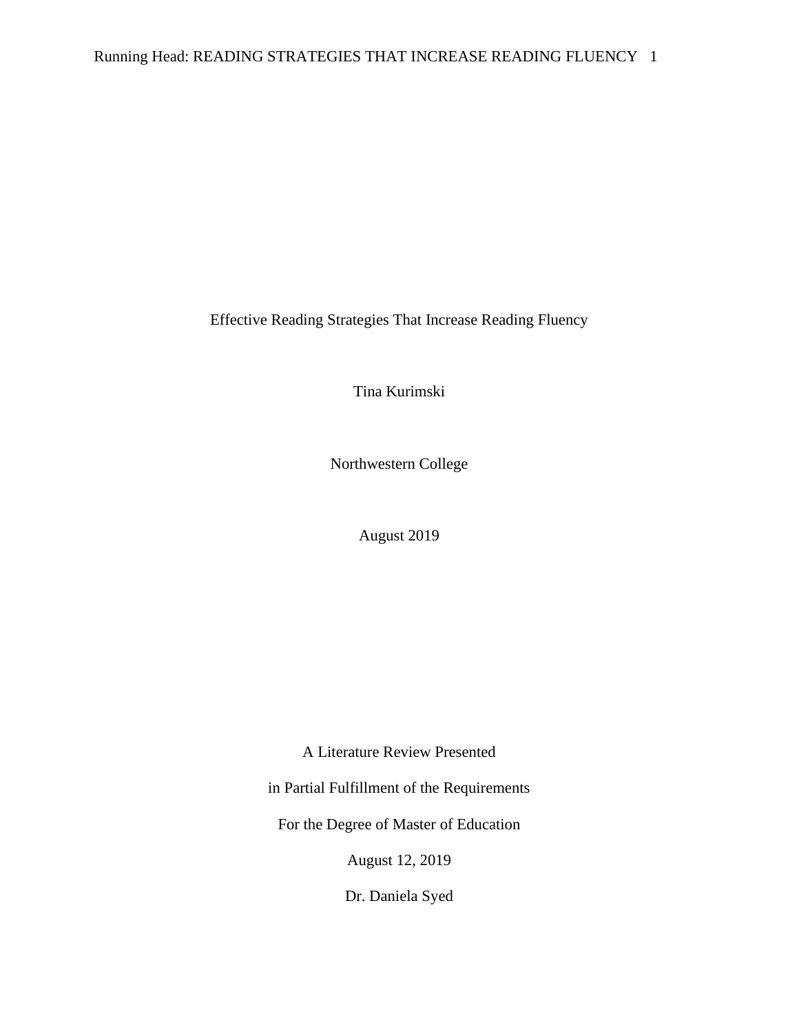Effective Reading Strategies That Increase Reading Fluency

Tina Kurimski

Northwestern College

August 2019

A Literature Review Presented

in Partial Fulfillment of the Requirements

For the Degree of Master of Education

August 12, 2019

Dr. Daniela Syed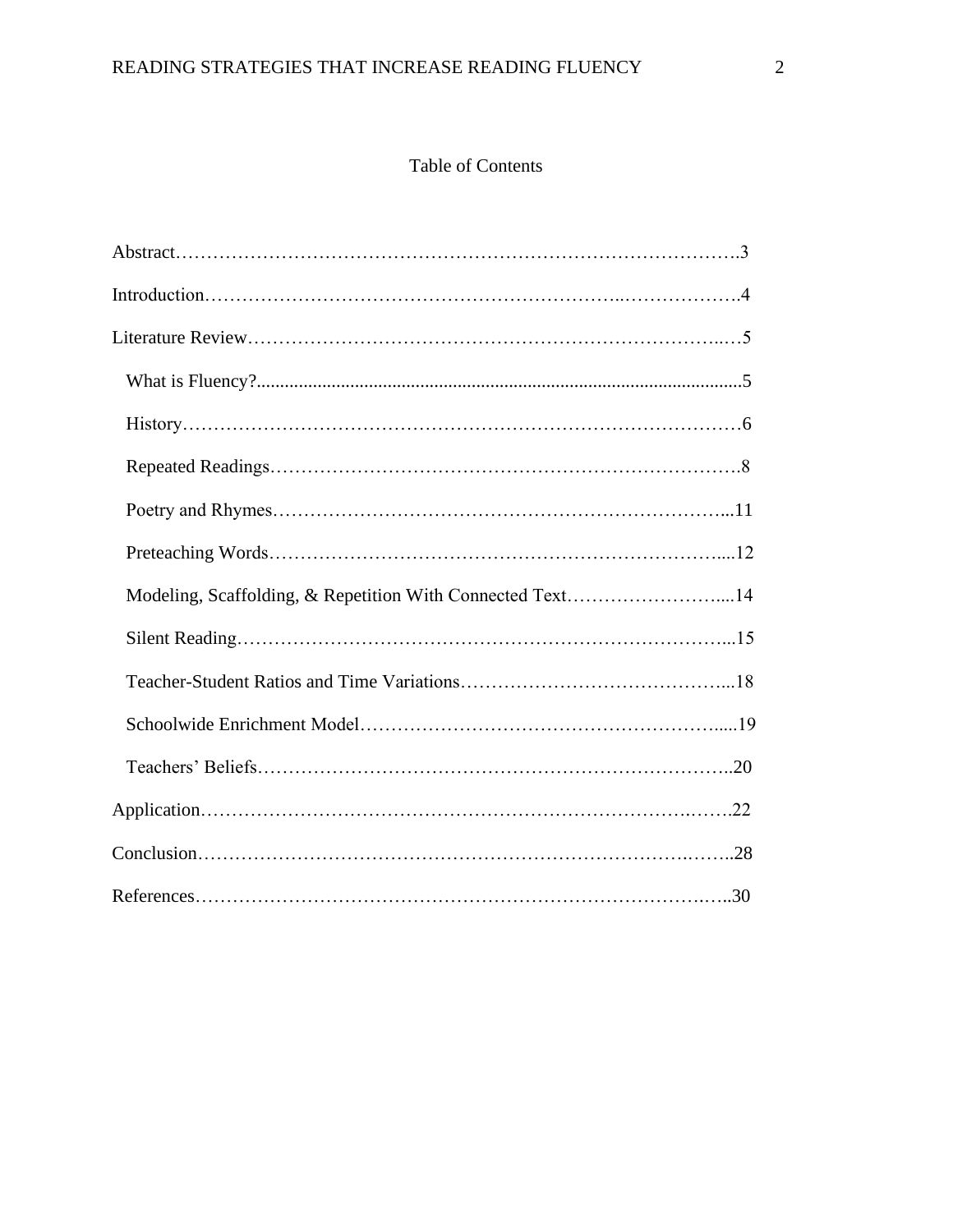# Table of Contents

Abstract……………………………………………………………………………….3

Introduction……………………………………………………..……………….4

Literature Review…………………………………………………………………..…5

What is Fluency?......................................................................................................5

History……………………………………………………………………………6

Repeated Readings…………………………………………………………………8

Poetry and Rhymes……………………………………………………………...11

Preteaching Words……………………………………………………………....12

Modeling, Scaffolding, & Repetition With Connected Text……………………....14

Silent Reading…………………………………………………………………...15

Teacher-Student Ratios and Time Variations……………………………………...18

Schoolwide Enrichment Model…………………………………………….....19

Teachers' Beliefs…………………………………………………………………..20

Application……………………………………………………………….…….22

Conclusion……………………………………………………………….……..28

References………………………………………………………………….…..30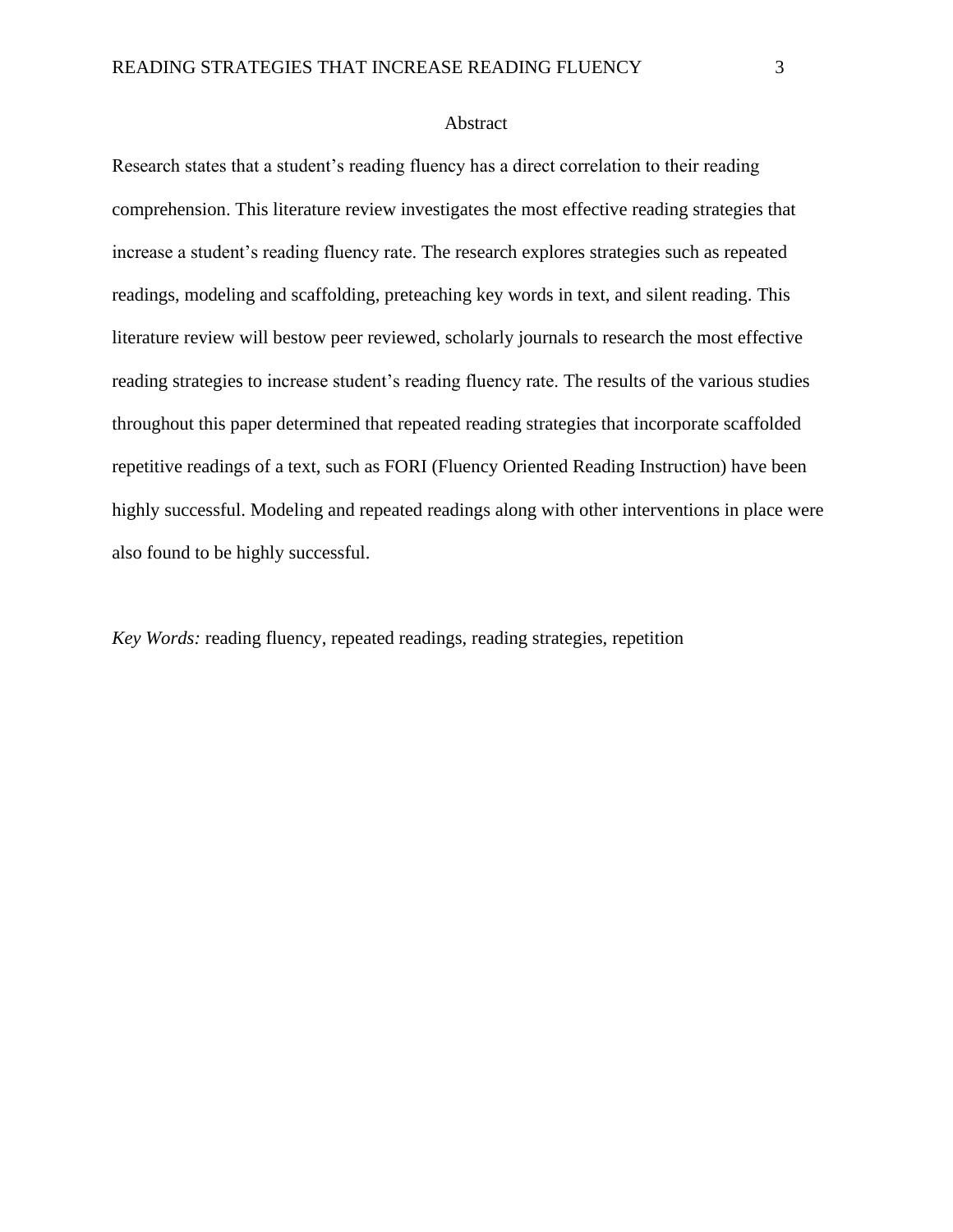# Abstract

Research states that a student's reading fluency has a direct correlation to their reading comprehension. This literature review investigates the most effective reading strategies that increase a student's reading fluency rate. The research explores strategies such as repeated readings, modeling and scaffolding, preteaching key words in text, and silent reading. This literature review will bestow peer reviewed, scholarly journals to research the most effective reading strategies to increase student's reading fluency rate. The results of the various studies throughout this paper determined that repeated reading strategies that incorporate scaffolded repetitive readings of a text, such as FORI (Fluency Oriented Reading Instruction) have been highly successful. Modeling and repeated readings along with other interventions in place were also found to be highly successful.

*Key Words:* reading fluency, repeated readings, reading strategies, repetition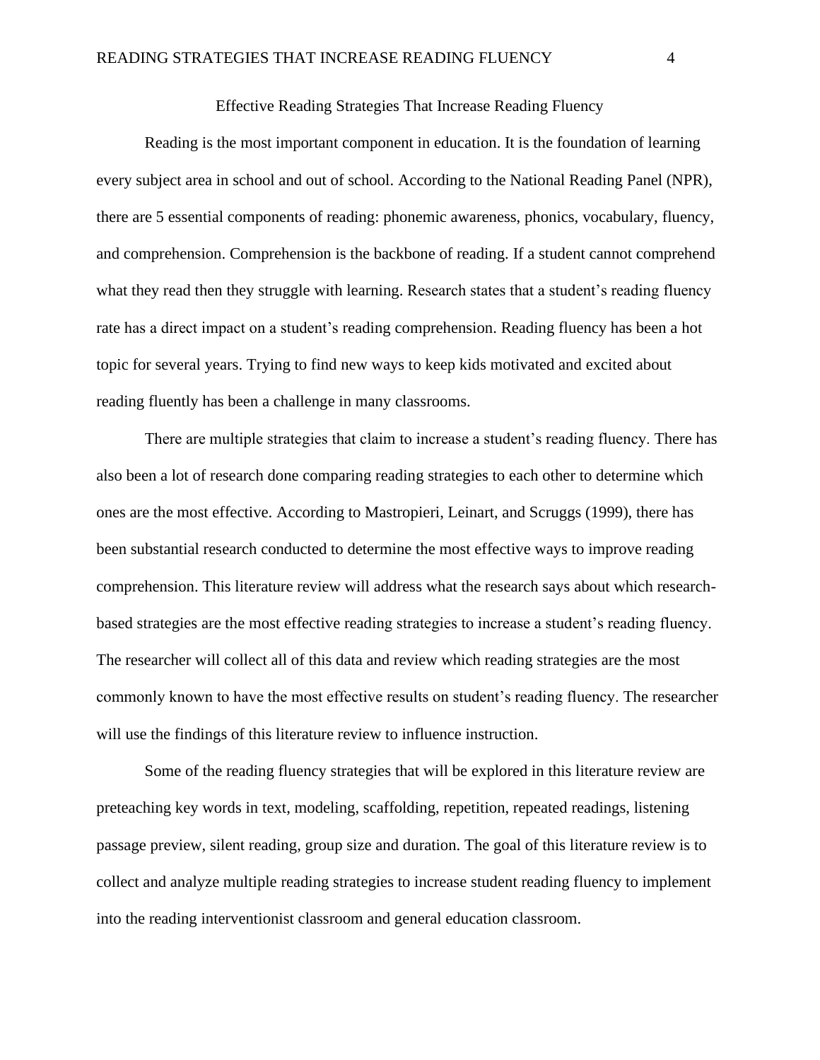# Effective Reading Strategies That Increase Reading Fluency

Reading is the most important component in education. It is the foundation of learning every subject area in school and out of school. According to the National Reading Panel (NPR), there are 5 essential components of reading: phonemic awareness, phonics, vocabulary, fluency, and comprehension. Comprehension is the backbone of reading. If a student cannot comprehend what they read then they struggle with learning. Research states that a student's reading fluency rate has a direct impact on a student's reading comprehension. Reading fluency has been a hot topic for several years. Trying to find new ways to keep kids motivated and excited about reading fluently has been a challenge in many classrooms.

There are multiple strategies that claim to increase a student's reading fluency. There has also been a lot of research done comparing reading strategies to each other to determine which ones are the most effective. According to Mastropieri, Leinart, and Scruggs (1999), there has been substantial research conducted to determine the most effective ways to improve reading comprehension. This literature review will address what the research says about which research-based strategies are the most effective reading strategies to increase a student's reading fluency. The researcher will collect all of this data and review which reading strategies are the most commonly known to have the most effective results on student's reading fluency. The researcher will use the findings of this literature review to influence instruction.

Some of the reading fluency strategies that will be explored in this literature review are preteaching key words in text, modeling, scaffolding, repetition, repeated readings, listening passage preview, silent reading, group size and duration. The goal of this literature review is to collect and analyze multiple reading strategies to increase student reading fluency to implement into the reading interventionist classroom and general education classroom.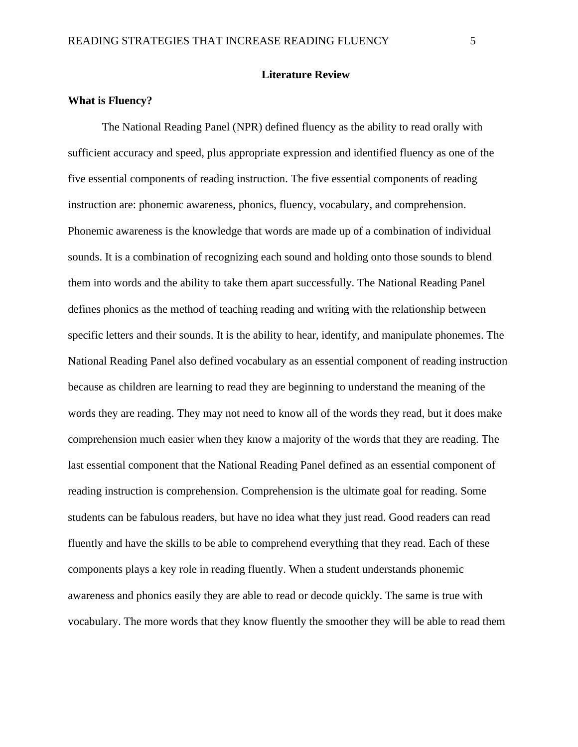# Literature Review

## What is Fluency?

The National Reading Panel (NPR) defined fluency as the ability to read orally with sufficient accuracy and speed, plus appropriate expression and identified fluency as one of the five essential components of reading instruction. The five essential components of reading instruction are: phonemic awareness, phonics, fluency, vocabulary, and comprehension. Phonemic awareness is the knowledge that words are made up of a combination of individual sounds. It is a combination of recognizing each sound and holding onto those sounds to blend them into words and the ability to take them apart successfully. The National Reading Panel defines phonics as the method of teaching reading and writing with the relationship between specific letters and their sounds. It is the ability to hear, identify, and manipulate phonemes. The National Reading Panel also defined vocabulary as an essential component of reading instruction because as children are learning to read they are beginning to understand the meaning of the words they are reading. They may not need to know all of the words they read, but it does make comprehension much easier when they know a majority of the words that they are reading. The last essential component that the National Reading Panel defined as an essential component of reading instruction is comprehension. Comprehension is the ultimate goal for reading. Some students can be fabulous readers, but have no idea what they just read. Good readers can read fluently and have the skills to be able to comprehend everything that they read. Each of these components plays a key role in reading fluently. When a student understands phonemic awareness and phonics easily they are able to read or decode quickly. The same is true with vocabulary. The more words that they know fluently the smoother they will be able to read them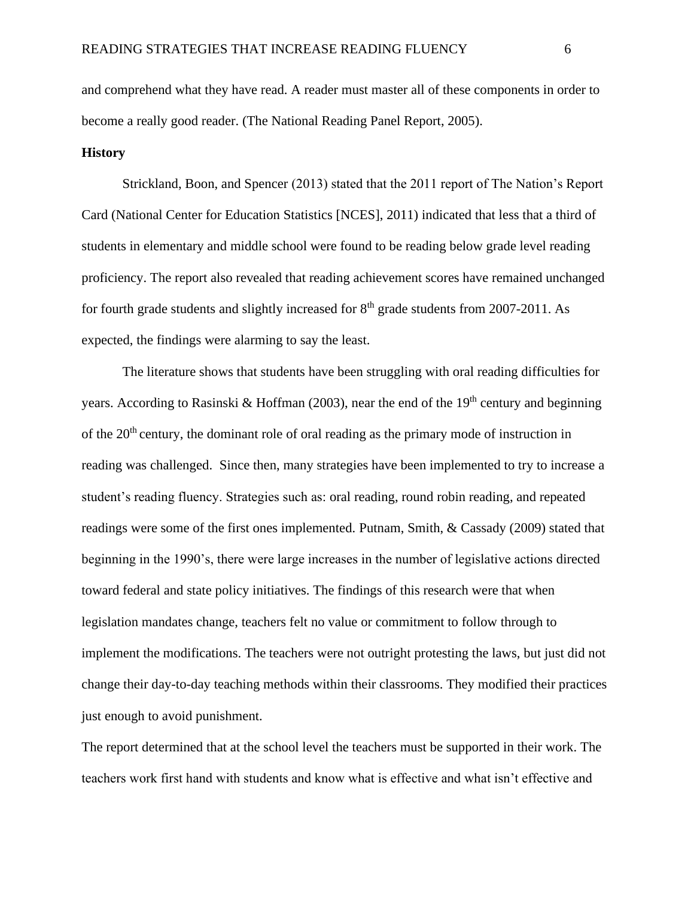and comprehend what they have read. A reader must master all of these components in order to become a really good reader. (The National Reading Panel Report, 2005).

**History**

Strickland, Boon, and Spencer (2013) stated that the 2011 report of The Nation's Report Card (National Center for Education Statistics [NCES], 2011) indicated that less that a third of students in elementary and middle school were found to be reading below grade level reading proficiency. The report also revealed that reading achievement scores have remained unchanged for fourth grade students and slightly increased for 8th grade students from 2007-2011. As expected, the findings were alarming to say the least.

The literature shows that students have been struggling with oral reading difficulties for years. According to Rasinski & Hoffman (2003), near the end of the 19th century and beginning of the 20th century, the dominant role of oral reading as the primary mode of instruction in reading was challenged. Since then, many strategies have been implemented to try to increase a student's reading fluency. Strategies such as: oral reading, round robin reading, and repeated readings were some of the first ones implemented. Putnam, Smith, & Cassady (2009) stated that beginning in the 1990's, there were large increases in the number of legislative actions directed toward federal and state policy initiatives. The findings of this research were that when legislation mandates change, teachers felt no value or commitment to follow through to implement the modifications. The teachers were not outright protesting the laws, but just did not change their day-to-day teaching methods within their classrooms. They modified their practices just enough to avoid punishment.

The report determined that at the school level the teachers must be supported in their work. The teachers work first hand with students and know what is effective and what isn't effective and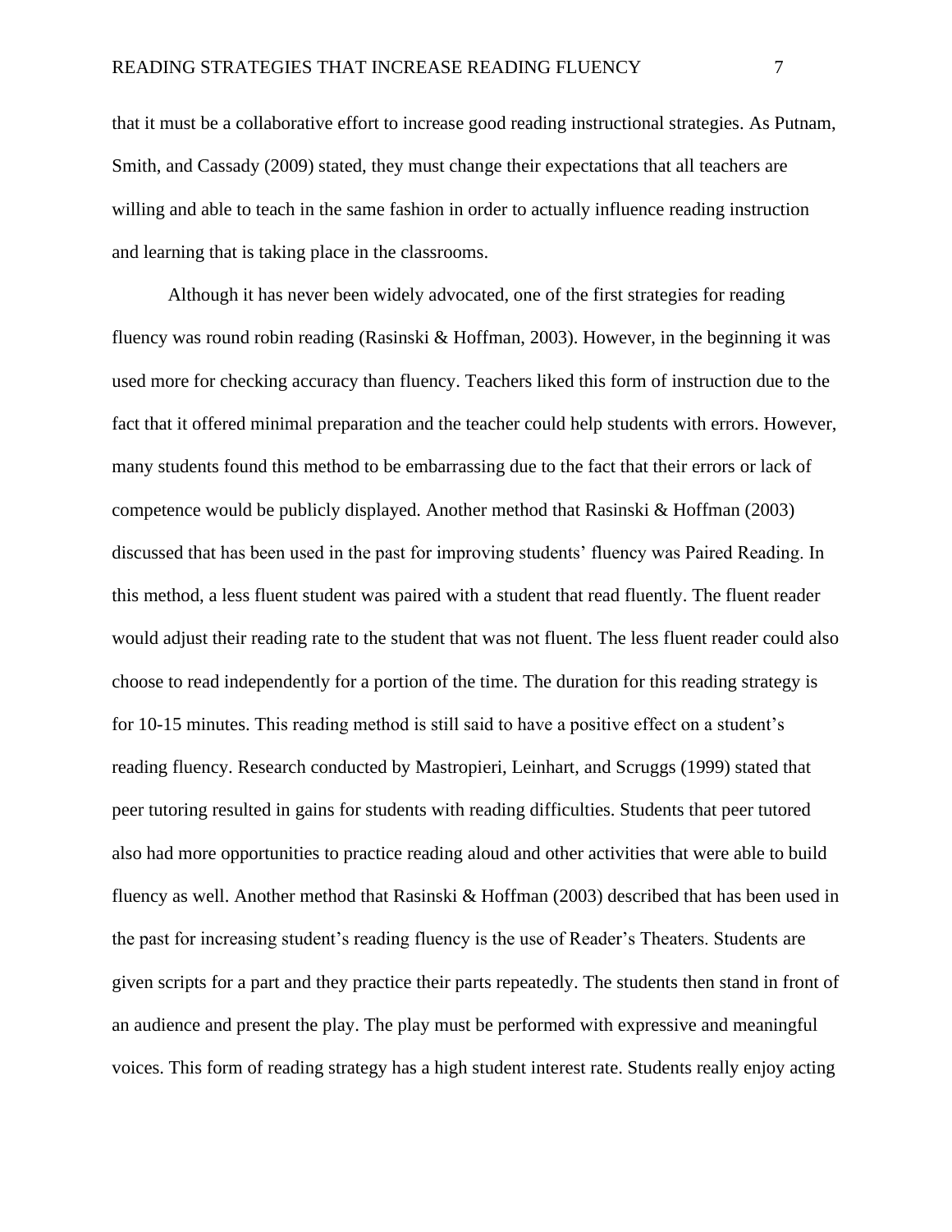that it must be a collaborative effort to increase good reading instructional strategies. As Putnam, Smith, and Cassady (2009) stated, they must change their expectations that all teachers are willing and able to teach in the same fashion in order to actually influence reading instruction and learning that is taking place in the classrooms.

Although it has never been widely advocated, one of the first strategies for reading fluency was round robin reading (Rasinski & Hoffman, 2003). However, in the beginning it was used more for checking accuracy than fluency. Teachers liked this form of instruction due to the fact that it offered minimal preparation and the teacher could help students with errors. However, many students found this method to be embarrassing due to the fact that their errors or lack of competence would be publicly displayed. Another method that Rasinski & Hoffman (2003) discussed that has been used in the past for improving students' fluency was Paired Reading. In this method, a less fluent student was paired with a student that read fluently. The fluent reader would adjust their reading rate to the student that was not fluent. The less fluent reader could also choose to read independently for a portion of the time. The duration for this reading strategy is for 10-15 minutes. This reading method is still said to have a positive effect on a student's reading fluency. Research conducted by Mastropieri, Leinhart, and Scruggs (1999) stated that peer tutoring resulted in gains for students with reading difficulties. Students that peer tutored also had more opportunities to practice reading aloud and other activities that were able to build fluency as well. Another method that Rasinski & Hoffman (2003) described that has been used in the past for increasing student's reading fluency is the use of Reader's Theaters. Students are given scripts for a part and they practice their parts repeatedly. The students then stand in front of an audience and present the play. The play must be performed with expressive and meaningful voices. This form of reading strategy has a high student interest rate. Students really enjoy acting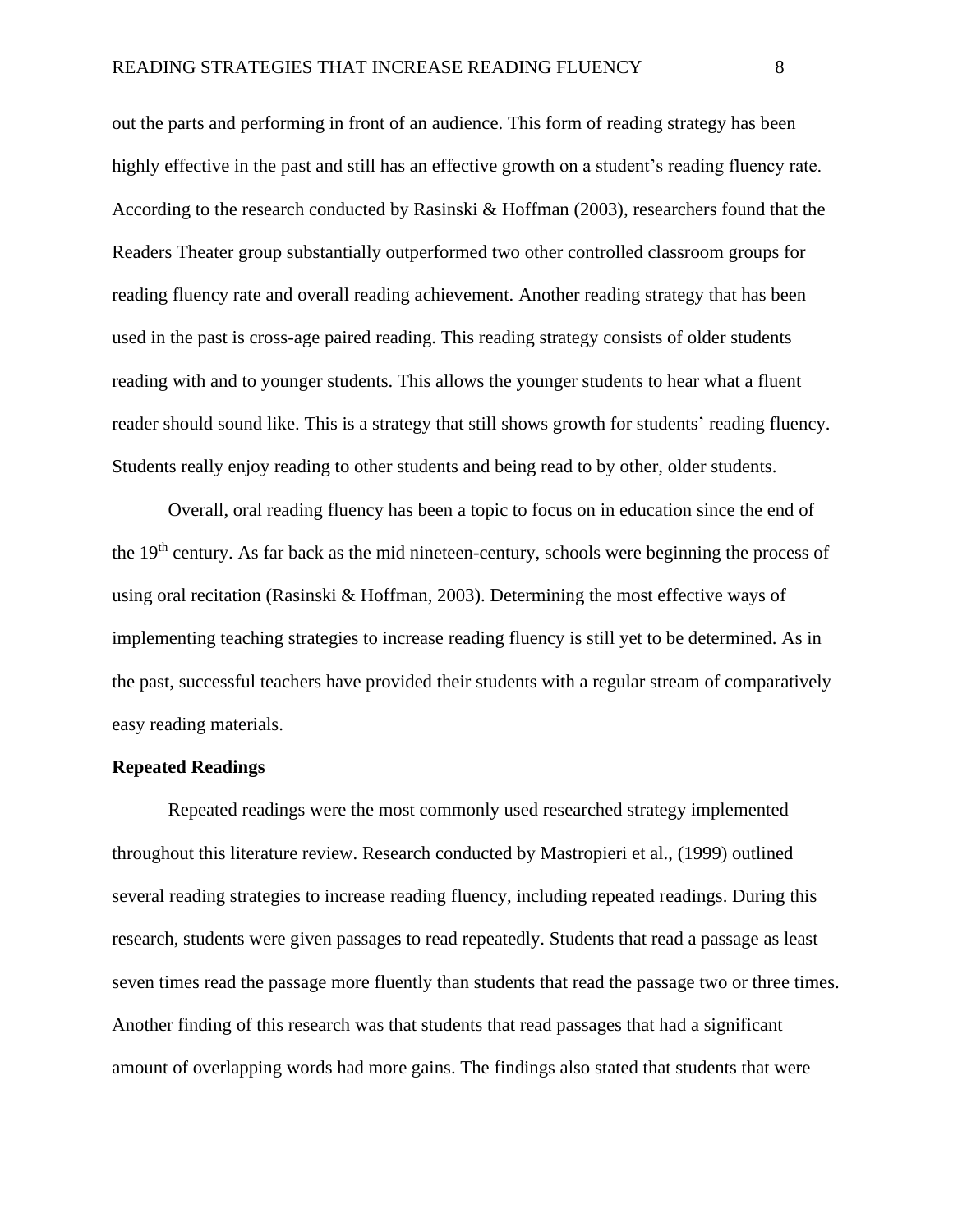out the parts and performing in front of an audience. This form of reading strategy has been highly effective in the past and still has an effective growth on a student's reading fluency rate. According to the research conducted by Rasinski & Hoffman (2003), researchers found that the Readers Theater group substantially outperformed two other controlled classroom groups for reading fluency rate and overall reading achievement. Another reading strategy that has been used in the past is cross-age paired reading. This reading strategy consists of older students reading with and to younger students. This allows the younger students to hear what a fluent reader should sound like. This is a strategy that still shows growth for students' reading fluency. Students really enjoy reading to other students and being read to by other, older students.

Overall, oral reading fluency has been a topic to focus on in education since the end of the 19th century. As far back as the mid nineteen-century, schools were beginning the process of using oral recitation (Rasinski & Hoffman, 2003). Determining the most effective ways of implementing teaching strategies to increase reading fluency is still yet to be determined. As in the past, successful teachers have provided their students with a regular stream of comparatively easy reading materials.

**Repeated Readings**

Repeated readings were the most commonly used researched strategy implemented throughout this literature review. Research conducted by Mastropieri et al., (1999) outlined several reading strategies to increase reading fluency, including repeated readings. During this research, students were given passages to read repeatedly. Students that read a passage as least seven times read the passage more fluently than students that read the passage two or three times. Another finding of this research was that students that read passages that had a significant amount of overlapping words had more gains. The findings also stated that students that were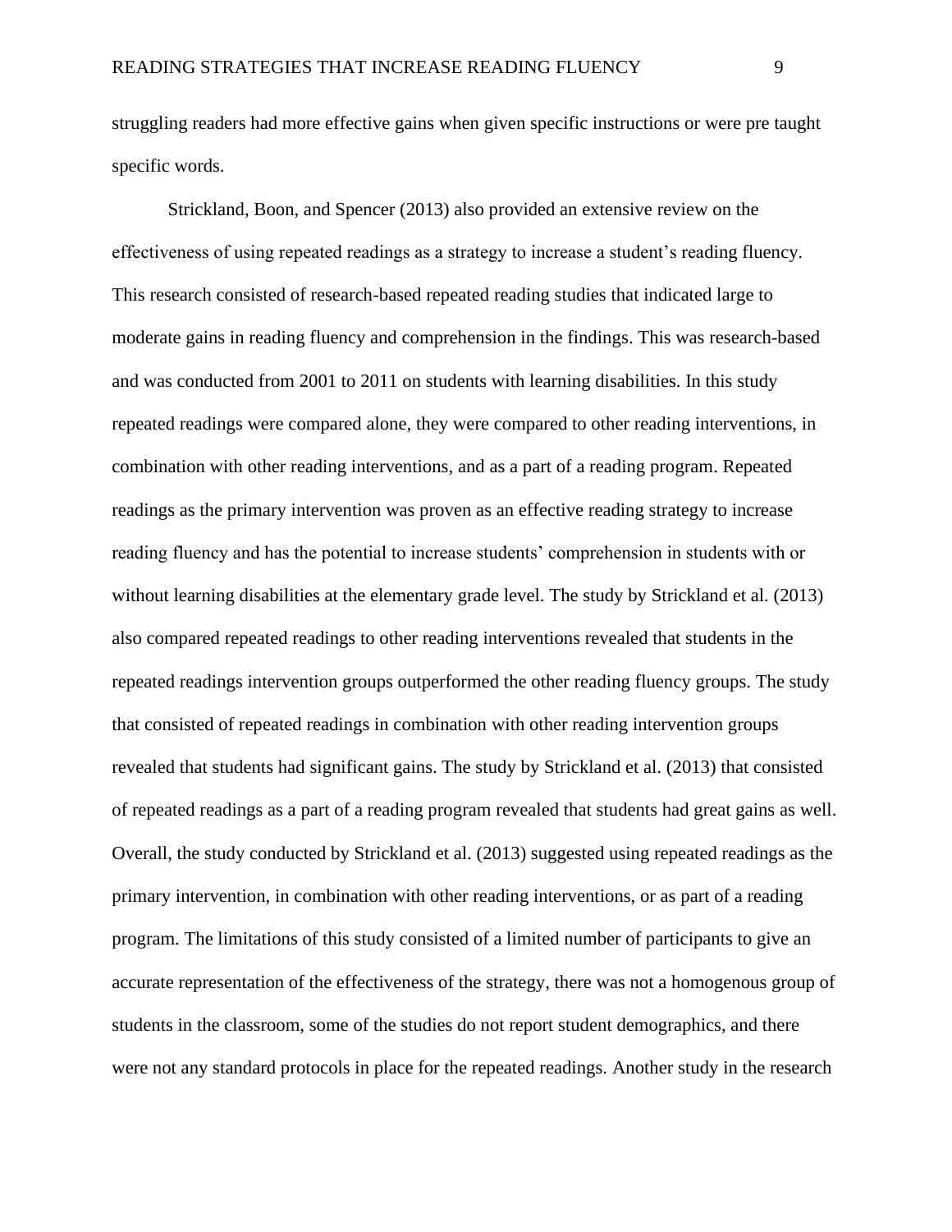struggling readers had more effective gains when given specific instructions or were pre taught specific words.

Strickland, Boon, and Spencer (2013) also provided an extensive review on the effectiveness of using repeated readings as a strategy to increase a student's reading fluency. This research consisted of research-based repeated reading studies that indicated large to moderate gains in reading fluency and comprehension in the findings. This was research-based and was conducted from 2001 to 2011 on students with learning disabilities. In this study repeated readings were compared alone, they were compared to other reading interventions, in combination with other reading interventions, and as a part of a reading program. Repeated readings as the primary intervention was proven as an effective reading strategy to increase reading fluency and has the potential to increase students' comprehension in students with or without learning disabilities at the elementary grade level. The study by Strickland et al. (2013) also compared repeated readings to other reading interventions revealed that students in the repeated readings intervention groups outperformed the other reading fluency groups. The study that consisted of repeated readings in combination with other reading intervention groups revealed that students had significant gains. The study by Strickland et al. (2013) that consisted of repeated readings as a part of a reading program revealed that students had great gains as well. Overall, the study conducted by Strickland et al. (2013) suggested using repeated readings as the primary intervention, in combination with other reading interventions, or as part of a reading program. The limitations of this study consisted of a limited number of participants to give an accurate representation of the effectiveness of the strategy, there was not a homogenous group of students in the classroom, some of the studies do not report student demographics, and there were not any standard protocols in place for the repeated readings. Another study in the research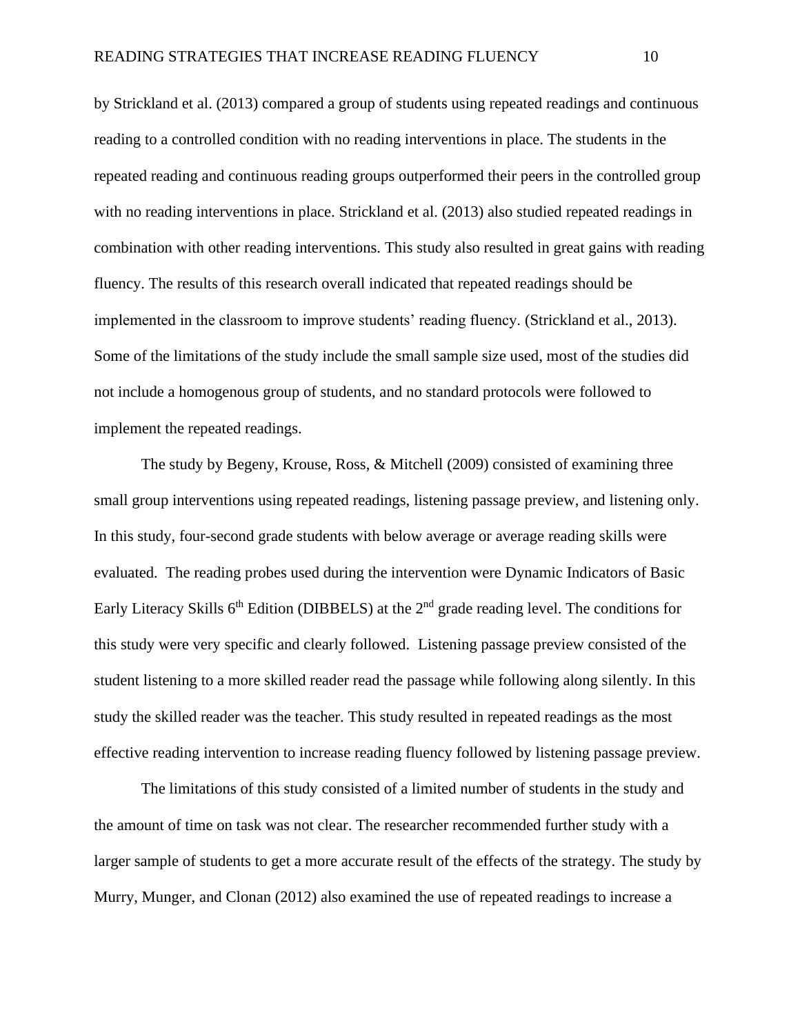by Strickland et al. (2013) compared a group of students using repeated readings and continuous reading to a controlled condition with no reading interventions in place. The students in the repeated reading and continuous reading groups outperformed their peers in the controlled group with no reading interventions in place. Strickland et al. (2013) also studied repeated readings in combination with other reading interventions. This study also resulted in great gains with reading fluency. The results of this research overall indicated that repeated readings should be implemented in the classroom to improve students' reading fluency. (Strickland et al., 2013). Some of the limitations of the study include the small sample size used, most of the studies did not include a homogenous group of students, and no standard protocols were followed to implement the repeated readings.

The study by Begeny, Krouse, Ross, & Mitchell (2009) consisted of examining three small group interventions using repeated readings, listening passage preview, and listening only. In this study, four-second grade students with below average or average reading skills were evaluated. The reading probes used during the intervention were Dynamic Indicators of Basic Early Literacy Skills 6th Edition (DIBBELS) at the 2nd grade reading level. The conditions for this study were very specific and clearly followed. Listening passage preview consisted of the student listening to a more skilled reader read the passage while following along silently. In this study the skilled reader was the teacher. This study resulted in repeated readings as the most effective reading intervention to increase reading fluency followed by listening passage preview.

The limitations of this study consisted of a limited number of students in the study and the amount of time on task was not clear. The researcher recommended further study with a larger sample of students to get a more accurate result of the effects of the strategy. The study by Murry, Munger, and Clonan (2012) also examined the use of repeated readings to increase a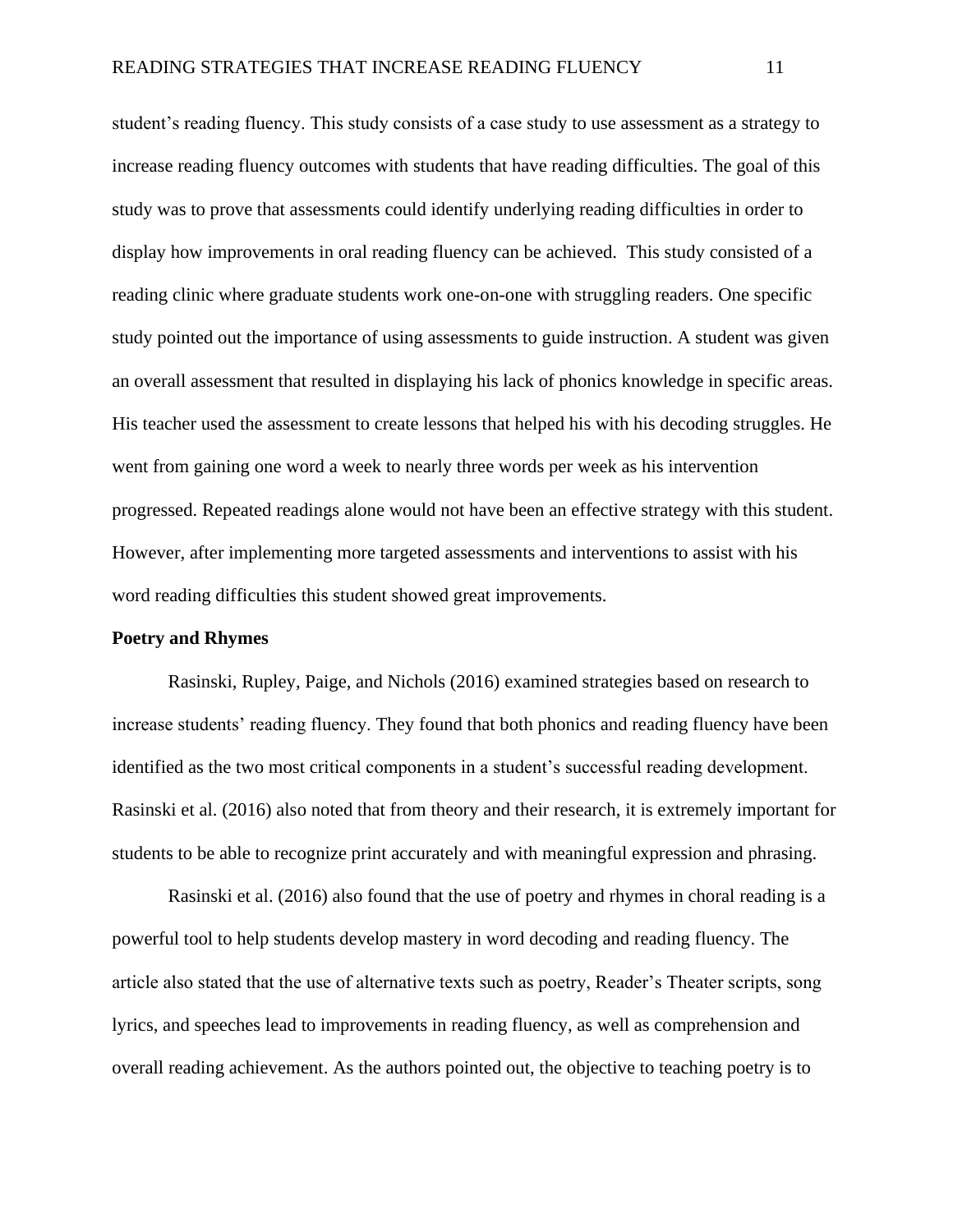student's reading fluency. This study consists of a case study to use assessment as a strategy to increase reading fluency outcomes with students that have reading difficulties. The goal of this study was to prove that assessments could identify underlying reading difficulties in order to display how improvements in oral reading fluency can be achieved. This study consisted of a reading clinic where graduate students work one-on-one with struggling readers. One specific study pointed out the importance of using assessments to guide instruction. A student was given an overall assessment that resulted in displaying his lack of phonics knowledge in specific areas. His teacher used the assessment to create lessons that helped his with his decoding struggles. He went from gaining one word a week to nearly three words per week as his intervention progressed. Repeated readings alone would not have been an effective strategy with this student. However, after implementing more targeted assessments and interventions to assist with his word reading difficulties this student showed great improvements.

**Poetry and Rhymes**

Rasinski, Rupley, Paige, and Nichols (2016) examined strategies based on research to increase students' reading fluency. They found that both phonics and reading fluency have been identified as the two most critical components in a student's successful reading development. Rasinski et al. (2016) also noted that from theory and their research, it is extremely important for students to be able to recognize print accurately and with meaningful expression and phrasing.

Rasinski et al. (2016) also found that the use of poetry and rhymes in choral reading is a powerful tool to help students develop mastery in word decoding and reading fluency. The article also stated that the use of alternative texts such as poetry, Reader's Theater scripts, song lyrics, and speeches lead to improvements in reading fluency, as well as comprehension and overall reading achievement. As the authors pointed out, the objective to teaching poetry is to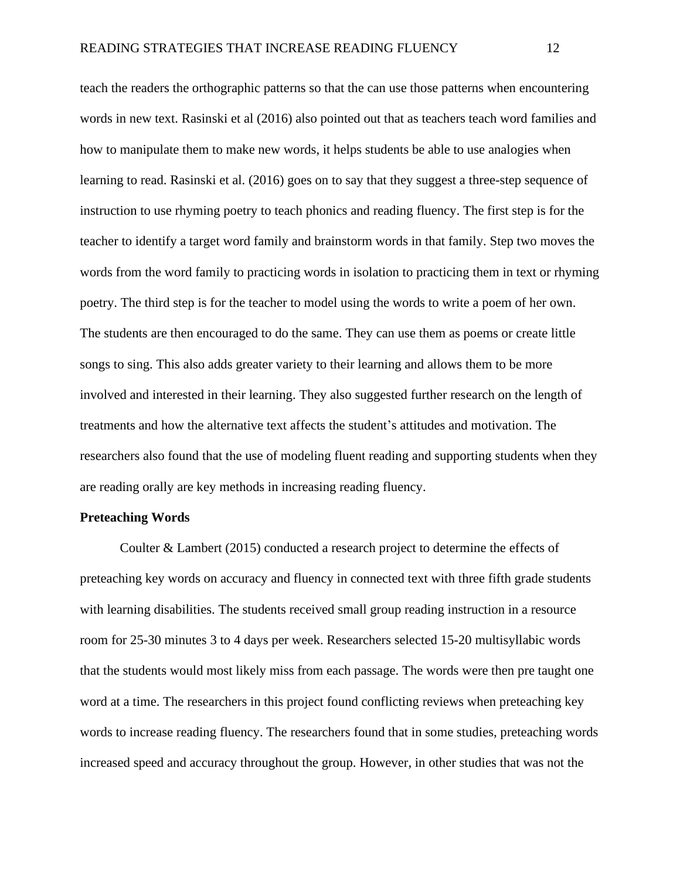teach the readers the orthographic patterns so that the can use those patterns when encountering words in new text. Rasinski et al (2016) also pointed out that as teachers teach word families and how to manipulate them to make new words, it helps students be able to use analogies when learning to read. Rasinski et al. (2016) goes on to say that they suggest a three-step sequence of instruction to use rhyming poetry to teach phonics and reading fluency. The first step is for the teacher to identify a target word family and brainstorm words in that family. Step two moves the words from the word family to practicing words in isolation to practicing them in text or rhyming poetry. The third step is for the teacher to model using the words to write a poem of her own. The students are then encouraged to do the same. They can use them as poems or create little songs to sing. This also adds greater variety to their learning and allows them to be more involved and interested in their learning. They also suggested further research on the length of treatments and how the alternative text affects the student's attitudes and motivation. The researchers also found that the use of modeling fluent reading and supporting students when they are reading orally are key methods in increasing reading fluency.

**Preteaching Words**

Coulter & Lambert (2015) conducted a research project to determine the effects of preteaching key words on accuracy and fluency in connected text with three fifth grade students with learning disabilities. The students received small group reading instruction in a resource room for 25-30 minutes 3 to 4 days per week. Researchers selected 15-20 multisyllabic words that the students would most likely miss from each passage. The words were then pre taught one word at a time. The researchers in this project found conflicting reviews when preteaching key words to increase reading fluency. The researchers found that in some studies, preteaching words increased speed and accuracy throughout the group. However, in other studies that was not the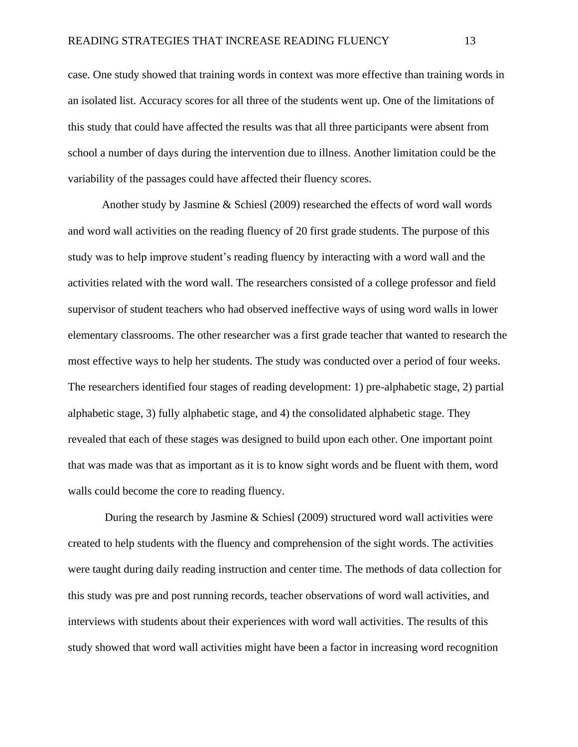case. One study showed that training words in context was more effective than training words in an isolated list. Accuracy scores for all three of the students went up. One of the limitations of this study that could have affected the results was that all three participants were absent from school a number of days during the intervention due to illness. Another limitation could be the variability of the passages could have affected their fluency scores.

Another study by Jasmine & Schiesl (2009) researched the effects of word wall words and word wall activities on the reading fluency of 20 first grade students. The purpose of this study was to help improve student's reading fluency by interacting with a word wall and the activities related with the word wall. The researchers consisted of a college professor and field supervisor of student teachers who had observed ineffective ways of using word walls in lower elementary classrooms. The other researcher was a first grade teacher that wanted to research the most effective ways to help her students. The study was conducted over a period of four weeks. The researchers identified four stages of reading development: 1) pre-alphabetic stage, 2) partial alphabetic stage, 3) fully alphabetic stage, and 4) the consolidated alphabetic stage. They revealed that each of these stages was designed to build upon each other. One important point that was made was that as important as it is to know sight words and be fluent with them, word walls could become the core to reading fluency.

During the research by Jasmine & Schiesl (2009) structured word wall activities were created to help students with the fluency and comprehension of the sight words. The activities were taught during daily reading instruction and center time. The methods of data collection for this study was pre and post running records, teacher observations of word wall activities, and interviews with students about their experiences with word wall activities. The results of this study showed that word wall activities might have been a factor in increasing word recognition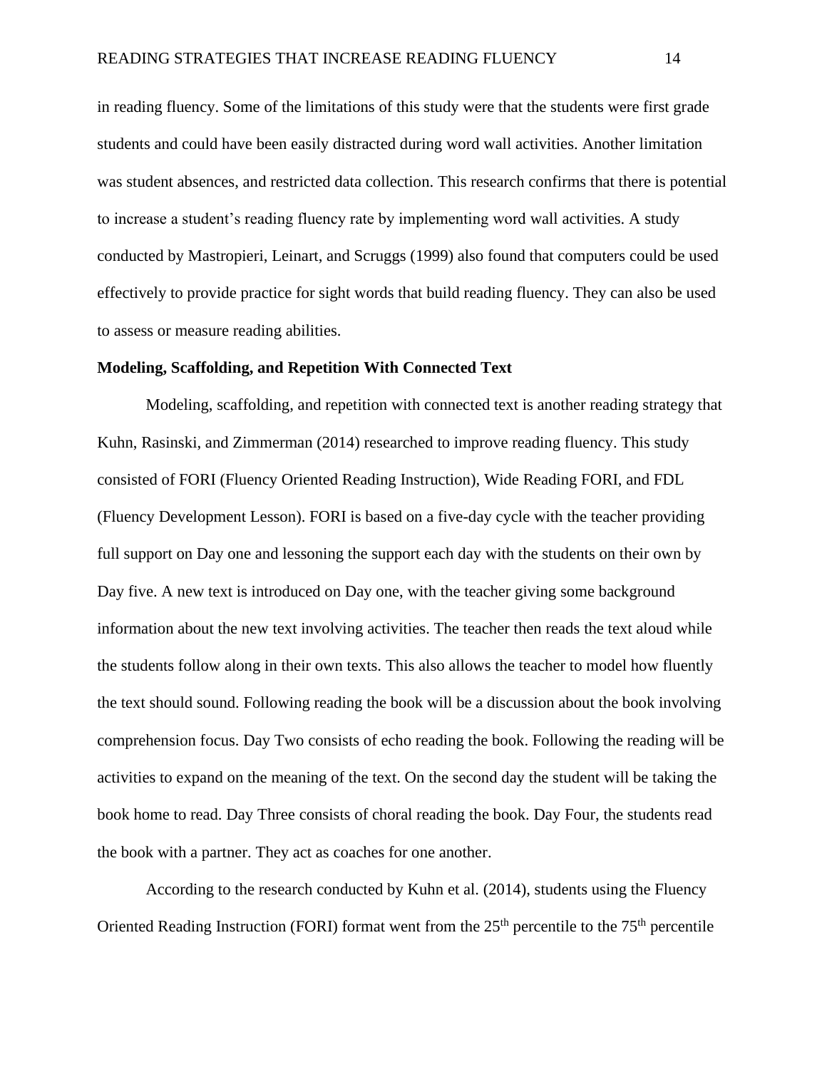in reading fluency. Some of the limitations of this study were that the students were first grade students and could have been easily distracted during word wall activities. Another limitation was student absences, and restricted data collection. This research confirms that there is potential to increase a student's reading fluency rate by implementing word wall activities. A study conducted by Mastropieri, Leinart, and Scruggs (1999) also found that computers could be used effectively to provide practice for sight words that build reading fluency. They can also be used to assess or measure reading abilities.

**Modeling, Scaffolding, and Repetition With Connected Text**

Modeling, scaffolding, and repetition with connected text is another reading strategy that Kuhn, Rasinski, and Zimmerman (2014) researched to improve reading fluency. This study consisted of FORI (Fluency Oriented Reading Instruction), Wide Reading FORI, and FDL (Fluency Development Lesson). FORI is based on a five-day cycle with the teacher providing full support on Day one and lessoning the support each day with the students on their own by Day five. A new text is introduced on Day one, with the teacher giving some background information about the new text involving activities. The teacher then reads the text aloud while the students follow along in their own texts. This also allows the teacher to model how fluently the text should sound. Following reading the book will be a discussion about the book involving comprehension focus. Day Two consists of echo reading the book. Following the reading will be activities to expand on the meaning of the text. On the second day the student will be taking the book home to read. Day Three consists of choral reading the book. Day Four, the students read the book with a partner. They act as coaches for one another.

According to the research conducted by Kuhn et al. (2014), students using the Fluency Oriented Reading Instruction (FORI) format went from the 25th percentile to the 75th percentile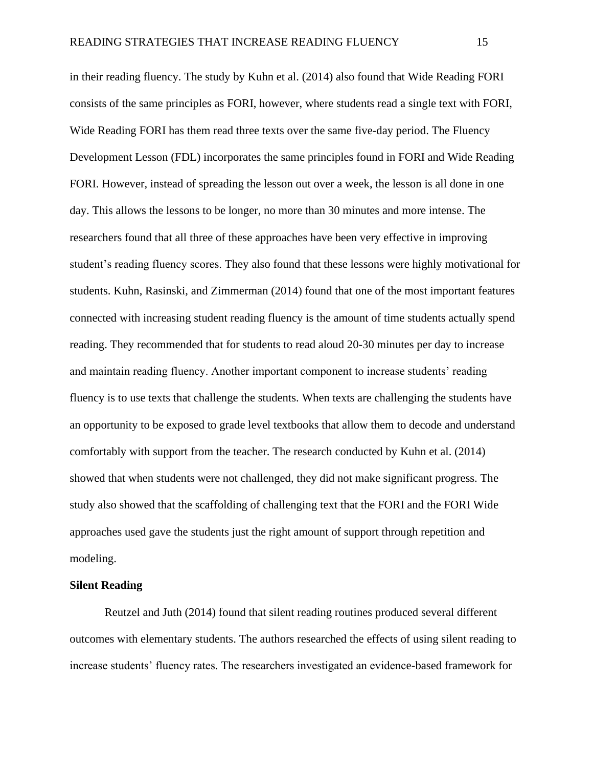in their reading fluency. The study by Kuhn et al. (2014) also found that Wide Reading FORI consists of the same principles as FORI, however, where students read a single text with FORI, Wide Reading FORI has them read three texts over the same five-day period. The Fluency Development Lesson (FDL) incorporates the same principles found in FORI and Wide Reading FORI. However, instead of spreading the lesson out over a week, the lesson is all done in one day. This allows the lessons to be longer, no more than 30 minutes and more intense. The researchers found that all three of these approaches have been very effective in improving student's reading fluency scores. They also found that these lessons were highly motivational for students. Kuhn, Rasinski, and Zimmerman (2014) found that one of the most important features connected with increasing student reading fluency is the amount of time students actually spend reading. They recommended that for students to read aloud 20-30 minutes per day to increase and maintain reading fluency. Another important component to increase students' reading fluency is to use texts that challenge the students. When texts are challenging the students have an opportunity to be exposed to grade level textbooks that allow them to decode and understand comfortably with support from the teacher. The research conducted by Kuhn et al. (2014) showed that when students were not challenged, they did not make significant progress. The study also showed that the scaffolding of challenging text that the FORI and the FORI Wide approaches used gave the students just the right amount of support through repetition and modeling.

**Silent Reading**

Reutzel and Juth (2014) found that silent reading routines produced several different outcomes with elementary students. The authors researched the effects of using silent reading to increase students' fluency rates. The researchers investigated an evidence-based framework for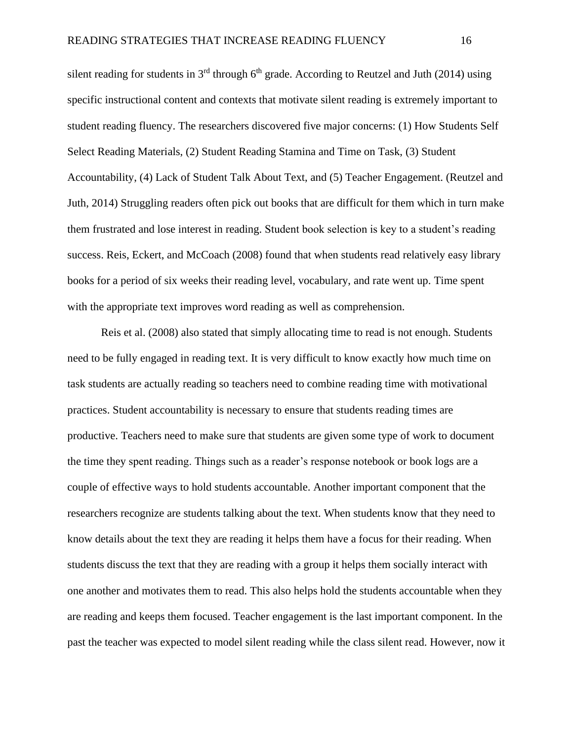silent reading for students in 3rd through 6th grade. According to Reutzel and Juth (2014) using specific instructional content and contexts that motivate silent reading is extremely important to student reading fluency. The researchers discovered five major concerns: (1) How Students Self Select Reading Materials, (2) Student Reading Stamina and Time on Task, (3) Student Accountability, (4) Lack of Student Talk About Text, and (5) Teacher Engagement. (Reutzel and Juth, 2014) Struggling readers often pick out books that are difficult for them which in turn make them frustrated and lose interest in reading. Student book selection is key to a student's reading success. Reis, Eckert, and McCoach (2008) found that when students read relatively easy library books for a period of six weeks their reading level, vocabulary, and rate went up. Time spent with the appropriate text improves word reading as well as comprehension.

Reis et al. (2008) also stated that simply allocating time to read is not enough. Students need to be fully engaged in reading text. It is very difficult to know exactly how much time on task students are actually reading so teachers need to combine reading time with motivational practices. Student accountability is necessary to ensure that students reading times are productive. Teachers need to make sure that students are given some type of work to document the time they spent reading. Things such as a reader's response notebook or book logs are a couple of effective ways to hold students accountable. Another important component that the researchers recognize are students talking about the text. When students know that they need to know details about the text they are reading it helps them have a focus for their reading. When students discuss the text that they are reading with a group it helps them socially interact with one another and motivates them to read. This also helps hold the students accountable when they are reading and keeps them focused. Teacher engagement is the last important component. In the past the teacher was expected to model silent reading while the class silent read. However, now it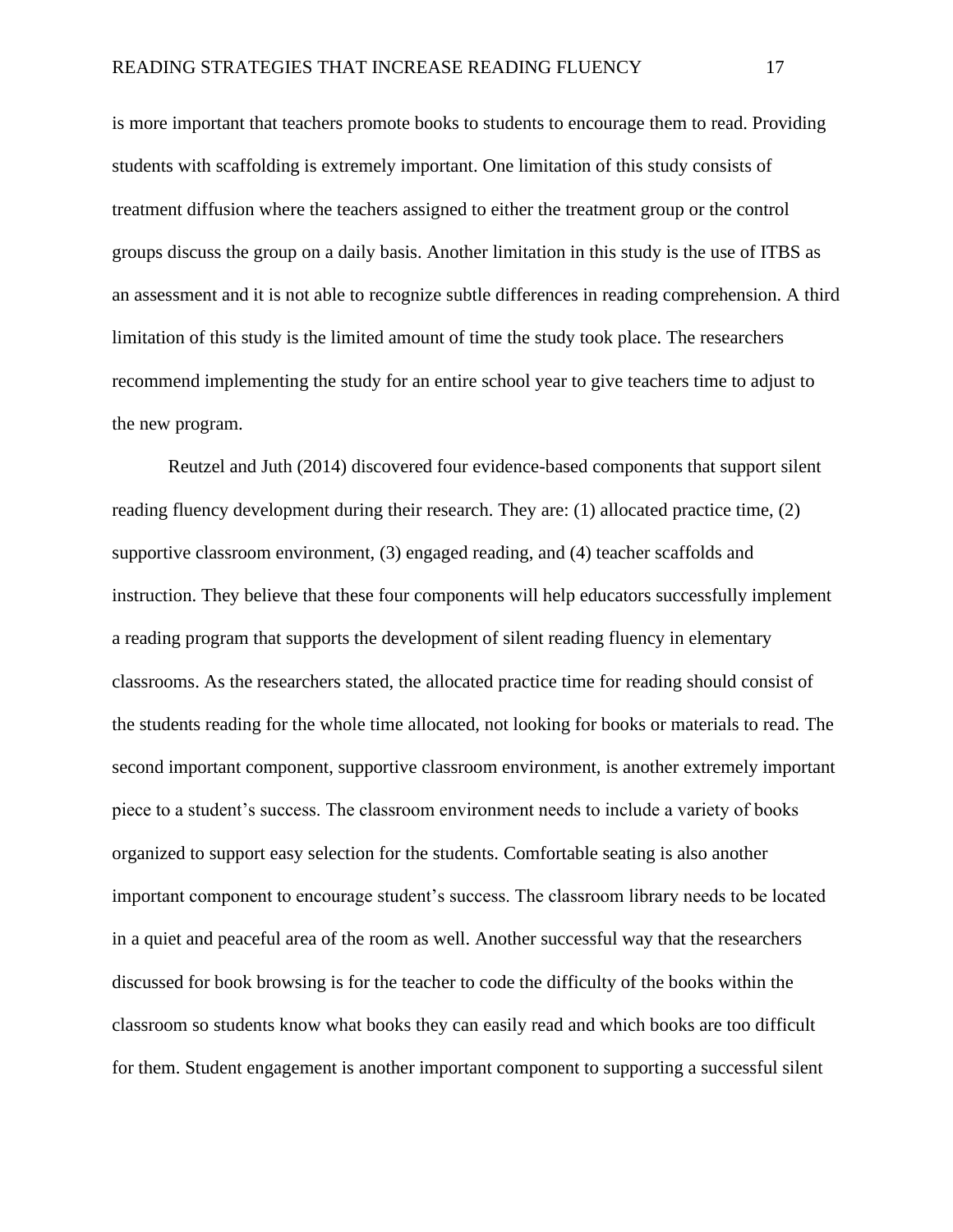is more important that teachers promote books to students to encourage them to read. Providing students with scaffolding is extremely important. One limitation of this study consists of treatment diffusion where the teachers assigned to either the treatment group or the control groups discuss the group on a daily basis. Another limitation in this study is the use of ITBS as an assessment and it is not able to recognize subtle differences in reading comprehension. A third limitation of this study is the limited amount of time the study took place. The researchers recommend implementing the study for an entire school year to give teachers time to adjust to the new program.

Reutzel and Juth (2014) discovered four evidence-based components that support silent reading fluency development during their research. They are: (1) allocated practice time, (2) supportive classroom environment, (3) engaged reading, and (4) teacher scaffolds and instruction. They believe that these four components will help educators successfully implement a reading program that supports the development of silent reading fluency in elementary classrooms. As the researchers stated, the allocated practice time for reading should consist of the students reading for the whole time allocated, not looking for books or materials to read. The second important component, supportive classroom environment, is another extremely important piece to a student's success. The classroom environment needs to include a variety of books organized to support easy selection for the students. Comfortable seating is also another important component to encourage student's success. The classroom library needs to be located in a quiet and peaceful area of the room as well. Another successful way that the researchers discussed for book browsing is for the teacher to code the difficulty of the books within the classroom so students know what books they can easily read and which books are too difficult for them. Student engagement is another important component to supporting a successful silent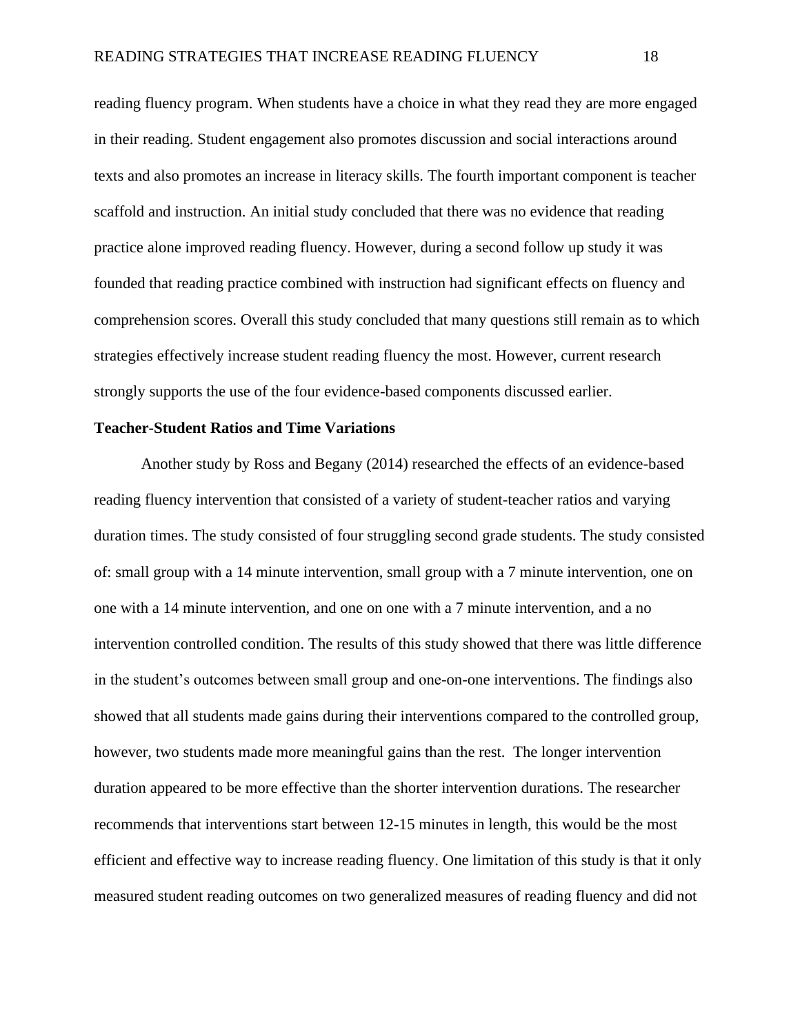reading fluency program. When students have a choice in what they read they are more engaged in their reading. Student engagement also promotes discussion and social interactions around texts and also promotes an increase in literacy skills. The fourth important component is teacher scaffold and instruction. An initial study concluded that there was no evidence that reading practice alone improved reading fluency. However, during a second follow up study it was founded that reading practice combined with instruction had significant effects on fluency and comprehension scores. Overall this study concluded that many questions still remain as to which strategies effectively increase student reading fluency the most. However, current research strongly supports the use of the four evidence-based components discussed earlier.

**Teacher-Student Ratios and Time Variations**

Another study by Ross and Begany (2014) researched the effects of an evidence-based reading fluency intervention that consisted of a variety of student-teacher ratios and varying duration times. The study consisted of four struggling second grade students. The study consisted of: small group with a 14 minute intervention, small group with a 7 minute intervention, one on one with a 14 minute intervention, and one on one with a 7 minute intervention, and a no intervention controlled condition. The results of this study showed that there was little difference in the student's outcomes between small group and one-on-one interventions. The findings also showed that all students made gains during their interventions compared to the controlled group, however, two students made more meaningful gains than the rest. The longer intervention duration appeared to be more effective than the shorter intervention durations. The researcher recommends that interventions start between 12-15 minutes in length, this would be the most efficient and effective way to increase reading fluency. One limitation of this study is that it only measured student reading outcomes on two generalized measures of reading fluency and did not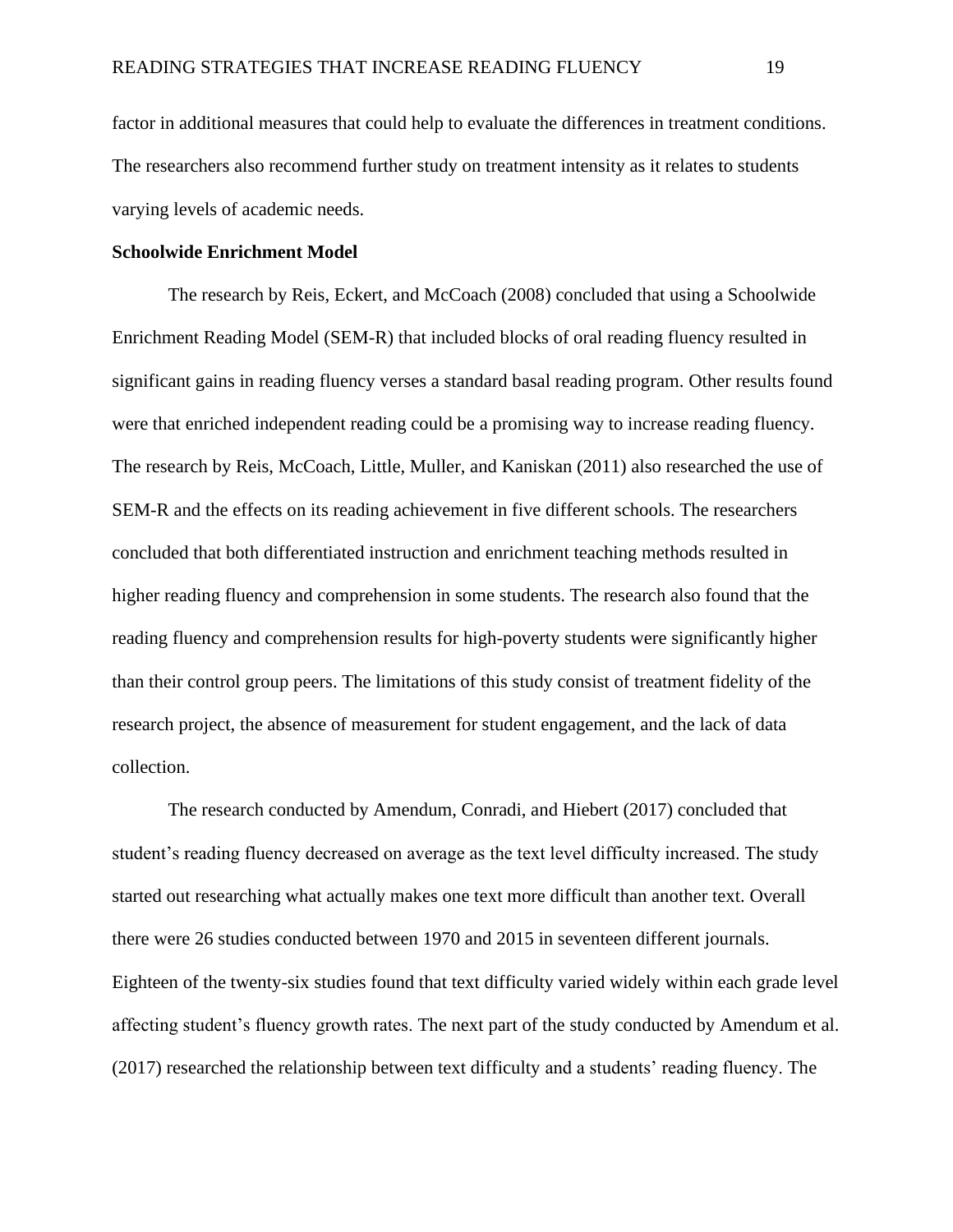factor in additional measures that could help to evaluate the differences in treatment conditions. The researchers also recommend further study on treatment intensity as it relates to students varying levels of academic needs.

**Schoolwide Enrichment Model**

The research by Reis, Eckert, and McCoach (2008) concluded that using a Schoolwide Enrichment Reading Model (SEM-R) that included blocks of oral reading fluency resulted in significant gains in reading fluency verses a standard basal reading program. Other results found were that enriched independent reading could be a promising way to increase reading fluency. The research by Reis, McCoach, Little, Muller, and Kaniskan (2011) also researched the use of SEM-R and the effects on its reading achievement in five different schools. The researchers concluded that both differentiated instruction and enrichment teaching methods resulted in higher reading fluency and comprehension in some students. The research also found that the reading fluency and comprehension results for high-poverty students were significantly higher than their control group peers. The limitations of this study consist of treatment fidelity of the research project, the absence of measurement for student engagement, and the lack of data collection.

The research conducted by Amendum, Conradi, and Hiebert (2017) concluded that student's reading fluency decreased on average as the text level difficulty increased. The study started out researching what actually makes one text more difficult than another text. Overall there were 26 studies conducted between 1970 and 2015 in seventeen different journals. Eighteen of the twenty-six studies found that text difficulty varied widely within each grade level affecting student's fluency growth rates. The next part of the study conducted by Amendum et al. (2017) researched the relationship between text difficulty and a students' reading fluency. The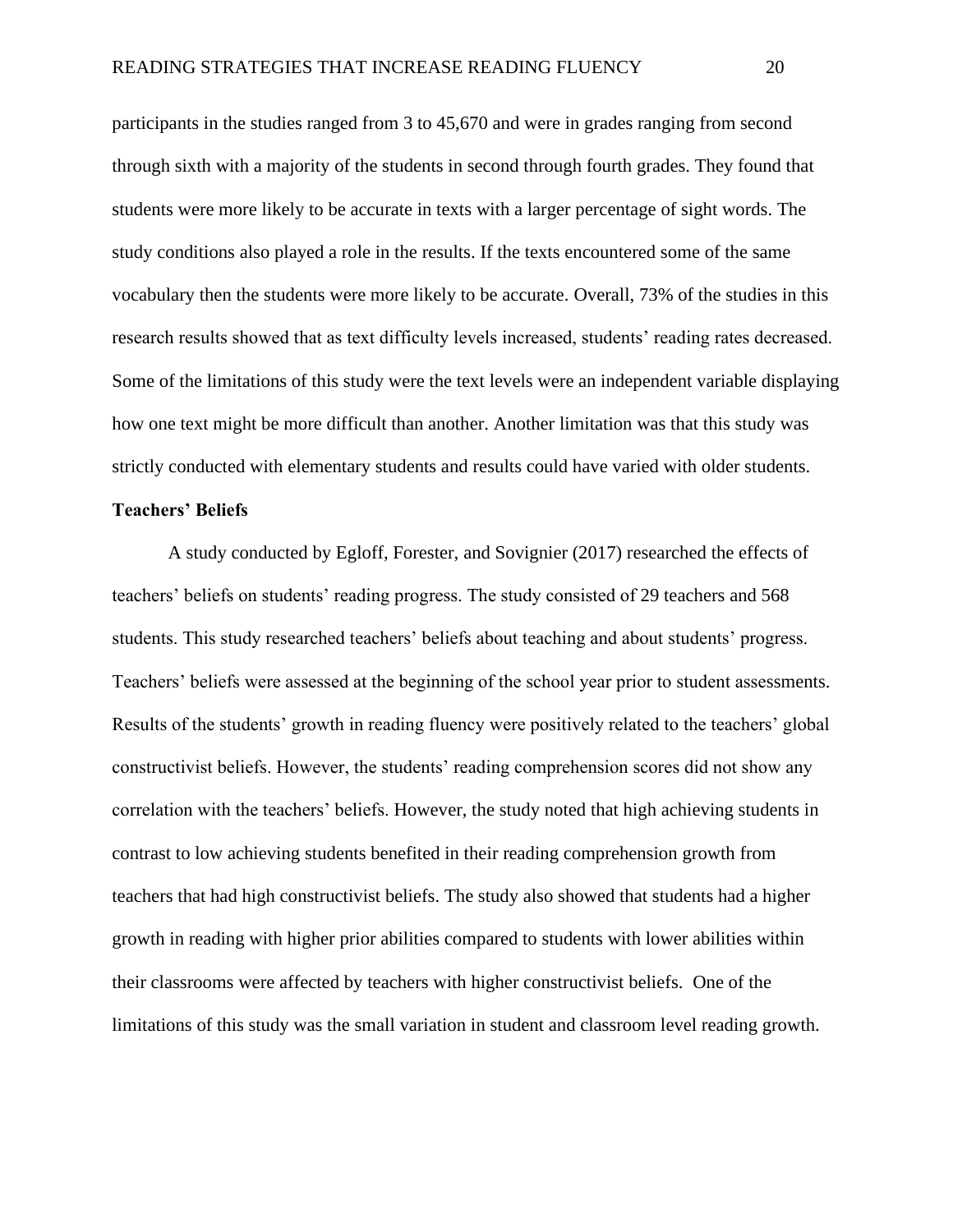participants in the studies ranged from 3 to 45,670 and were in grades ranging from second through sixth with a majority of the students in second through fourth grades. They found that students were more likely to be accurate in texts with a larger percentage of sight words. The study conditions also played a role in the results. If the texts encountered some of the same vocabulary then the students were more likely to be accurate. Overall, 73% of the studies in this research results showed that as text difficulty levels increased, students' reading rates decreased. Some of the limitations of this study were the text levels were an independent variable displaying how one text might be more difficult than another. Another limitation was that this study was strictly conducted with elementary students and results could have varied with older students.

**Teachers' Beliefs**

A study conducted by Egloff, Forester, and Sovignier (2017) researched the effects of teachers' beliefs on students' reading progress. The study consisted of 29 teachers and 568 students. This study researched teachers' beliefs about teaching and about students' progress. Teachers' beliefs were assessed at the beginning of the school year prior to student assessments. Results of the students' growth in reading fluency were positively related to the teachers' global constructivist beliefs. However, the students' reading comprehension scores did not show any correlation with the teachers' beliefs. However, the study noted that high achieving students in contrast to low achieving students benefited in their reading comprehension growth from teachers that had high constructivist beliefs. The study also showed that students had a higher growth in reading with higher prior abilities compared to students with lower abilities within their classrooms were affected by teachers with higher constructivist beliefs. One of the limitations of this study was the small variation in student and classroom level reading growth.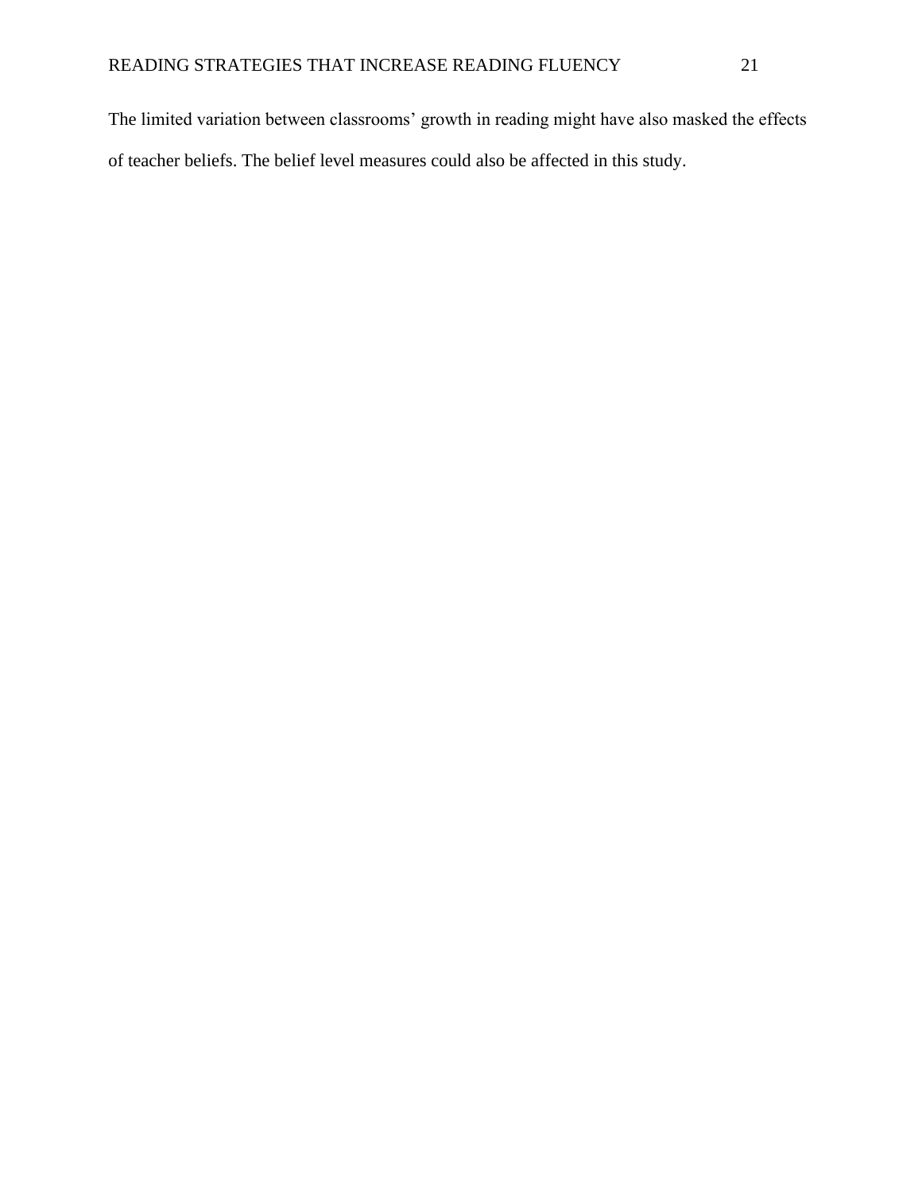The limited variation between classrooms' growth in reading might have also masked the effects of teacher beliefs. The belief level measures could also be affected in this study.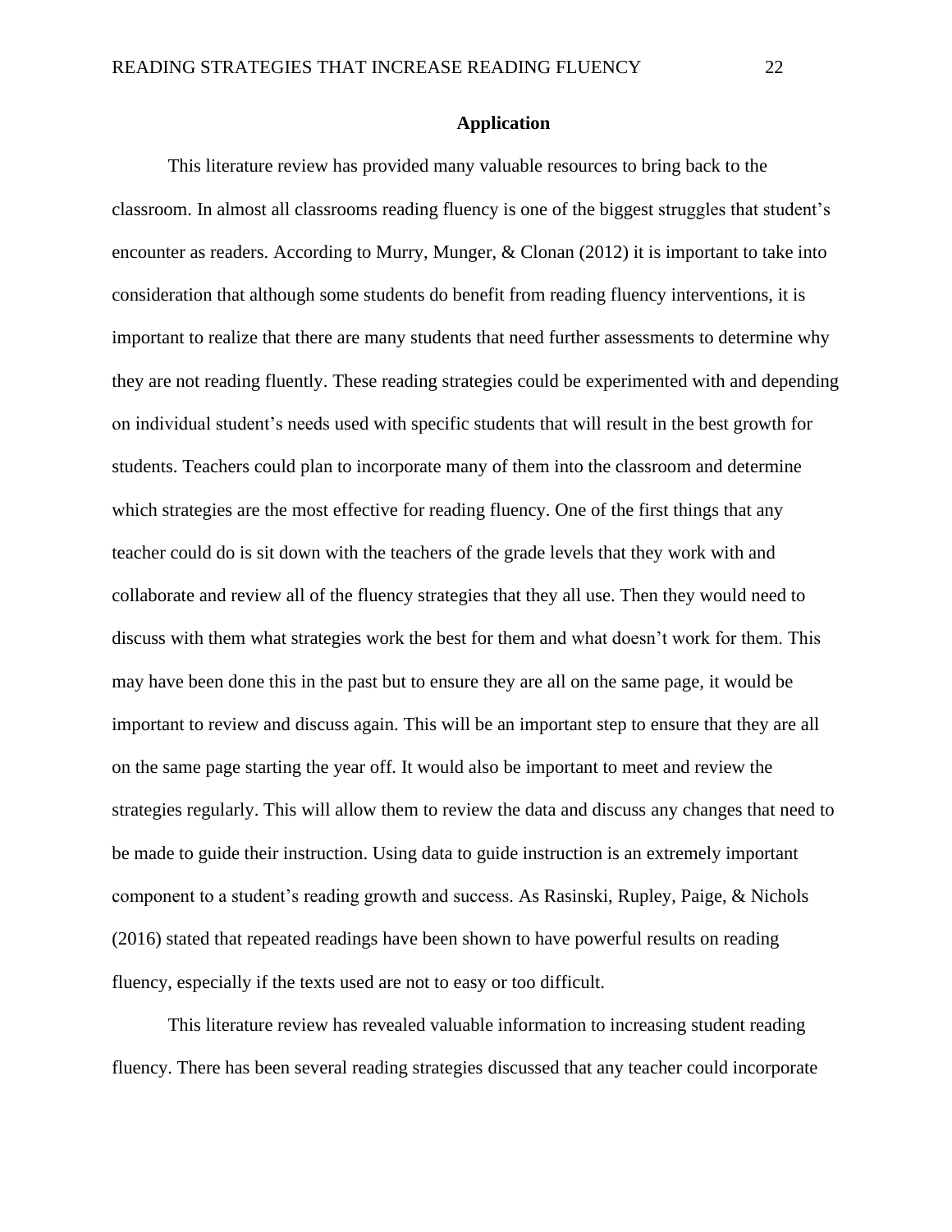# Application

This literature review has provided many valuable resources to bring back to the classroom. In almost all classrooms reading fluency is one of the biggest struggles that student's encounter as readers. According to Murry, Munger, & Clonan (2012) it is important to take into consideration that although some students do benefit from reading fluency interventions, it is important to realize that there are many students that need further assessments to determine why they are not reading fluently. These reading strategies could be experimented with and depending on individual student's needs used with specific students that will result in the best growth for students. Teachers could plan to incorporate many of them into the classroom and determine which strategies are the most effective for reading fluency. One of the first things that any teacher could do is sit down with the teachers of the grade levels that they work with and collaborate and review all of the fluency strategies that they all use. Then they would need to discuss with them what strategies work the best for them and what doesn't work for them. This may have been done this in the past but to ensure they are all on the same page, it would be important to review and discuss again. This will be an important step to ensure that they are all on the same page starting the year off. It would also be important to meet and review the strategies regularly. This will allow them to review the data and discuss any changes that need to be made to guide their instruction. Using data to guide instruction is an extremely important component to a student's reading growth and success. As Rasinski, Rupley, Paige, & Nichols (2016) stated that repeated readings have been shown to have powerful results on reading fluency, especially if the texts used are not to easy or too difficult.

This literature review has revealed valuable information to increasing student reading fluency. There has been several reading strategies discussed that any teacher could incorporate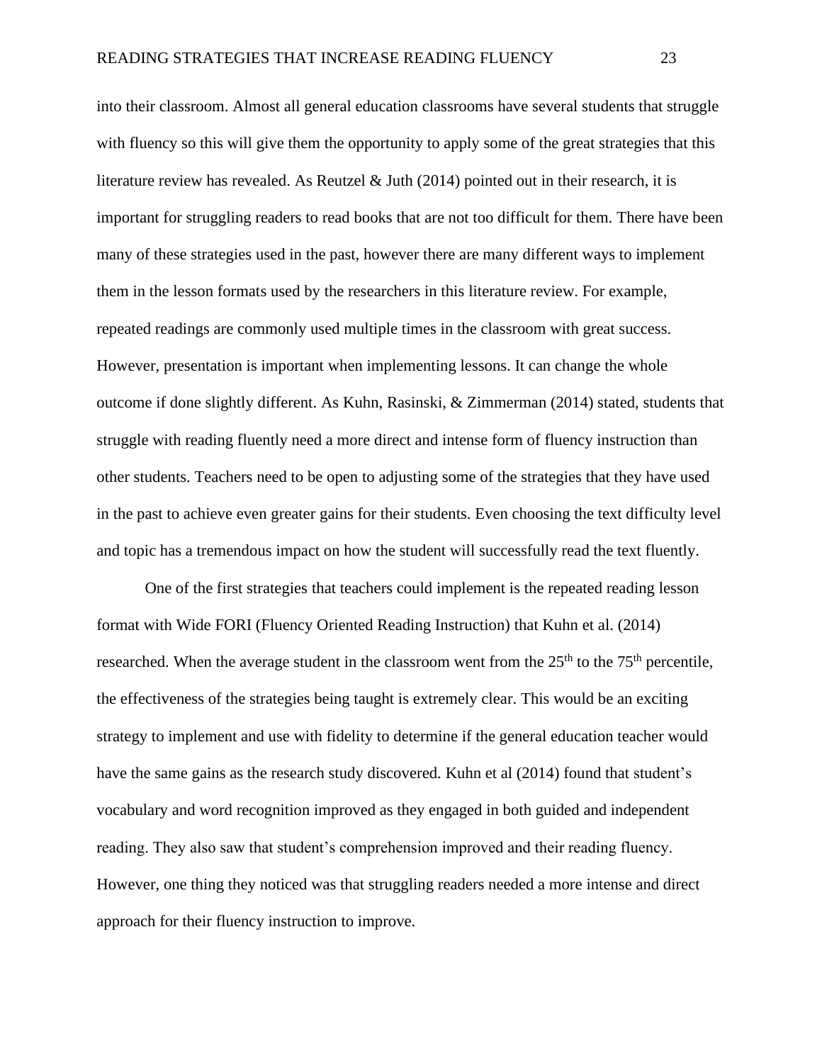into their classroom. Almost all general education classrooms have several students that struggle with fluency so this will give them the opportunity to apply some of the great strategies that this literature review has revealed. As Reutzel & Juth (2014) pointed out in their research, it is important for struggling readers to read books that are not too difficult for them. There have been many of these strategies used in the past, however there are many different ways to implement them in the lesson formats used by the researchers in this literature review. For example, repeated readings are commonly used multiple times in the classroom with great success. However, presentation is important when implementing lessons. It can change the whole outcome if done slightly different. As Kuhn, Rasinski, & Zimmerman (2014) stated, students that struggle with reading fluently need a more direct and intense form of fluency instruction than other students. Teachers need to be open to adjusting some of the strategies that they have used in the past to achieve even greater gains for their students. Even choosing the text difficulty level and topic has a tremendous impact on how the student will successfully read the text fluently.

One of the first strategies that teachers could implement is the repeated reading lesson format with Wide FORI (Fluency Oriented Reading Instruction) that Kuhn et al. (2014) researched. When the average student in the classroom went from the 25th to the 75th percentile, the effectiveness of the strategies being taught is extremely clear. This would be an exciting strategy to implement and use with fidelity to determine if the general education teacher would have the same gains as the research study discovered. Kuhn et al (2014) found that student's vocabulary and word recognition improved as they engaged in both guided and independent reading. They also saw that student's comprehension improved and their reading fluency. However, one thing they noticed was that struggling readers needed a more intense and direct approach for their fluency instruction to improve.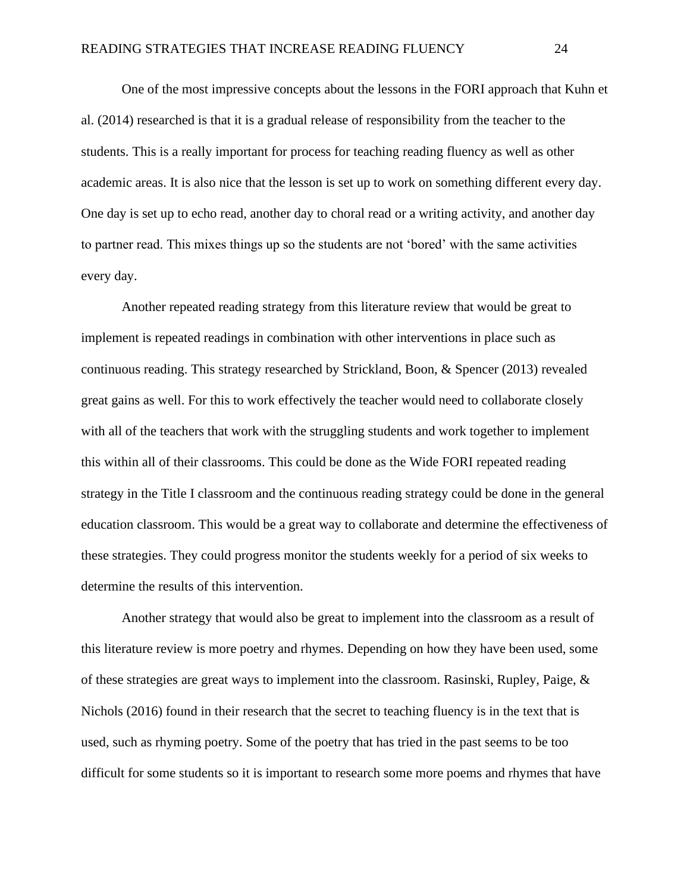One of the most impressive concepts about the lessons in the FORI approach that Kuhn et al. (2014) researched is that it is a gradual release of responsibility from the teacher to the students. This is a really important for process for teaching reading fluency as well as other academic areas. It is also nice that the lesson is set up to work on something different every day. One day is set up to echo read, another day to choral read or a writing activity, and another day to partner read. This mixes things up so the students are not 'bored' with the same activities every day.

Another repeated reading strategy from this literature review that would be great to implement is repeated readings in combination with other interventions in place such as continuous reading. This strategy researched by Strickland, Boon, & Spencer (2013) revealed great gains as well. For this to work effectively the teacher would need to collaborate closely with all of the teachers that work with the struggling students and work together to implement this within all of their classrooms. This could be done as the Wide FORI repeated reading strategy in the Title I classroom and the continuous reading strategy could be done in the general education classroom. This would be a great way to collaborate and determine the effectiveness of these strategies. They could progress monitor the students weekly for a period of six weeks to determine the results of this intervention.

Another strategy that would also be great to implement into the classroom as a result of this literature review is more poetry and rhymes. Depending on how they have been used, some of these strategies are great ways to implement into the classroom. Rasinski, Rupley, Paige, & Nichols (2016) found in their research that the secret to teaching fluency is in the text that is used, such as rhyming poetry. Some of the poetry that has tried in the past seems to be too difficult for some students so it is important to research some more poems and rhymes that have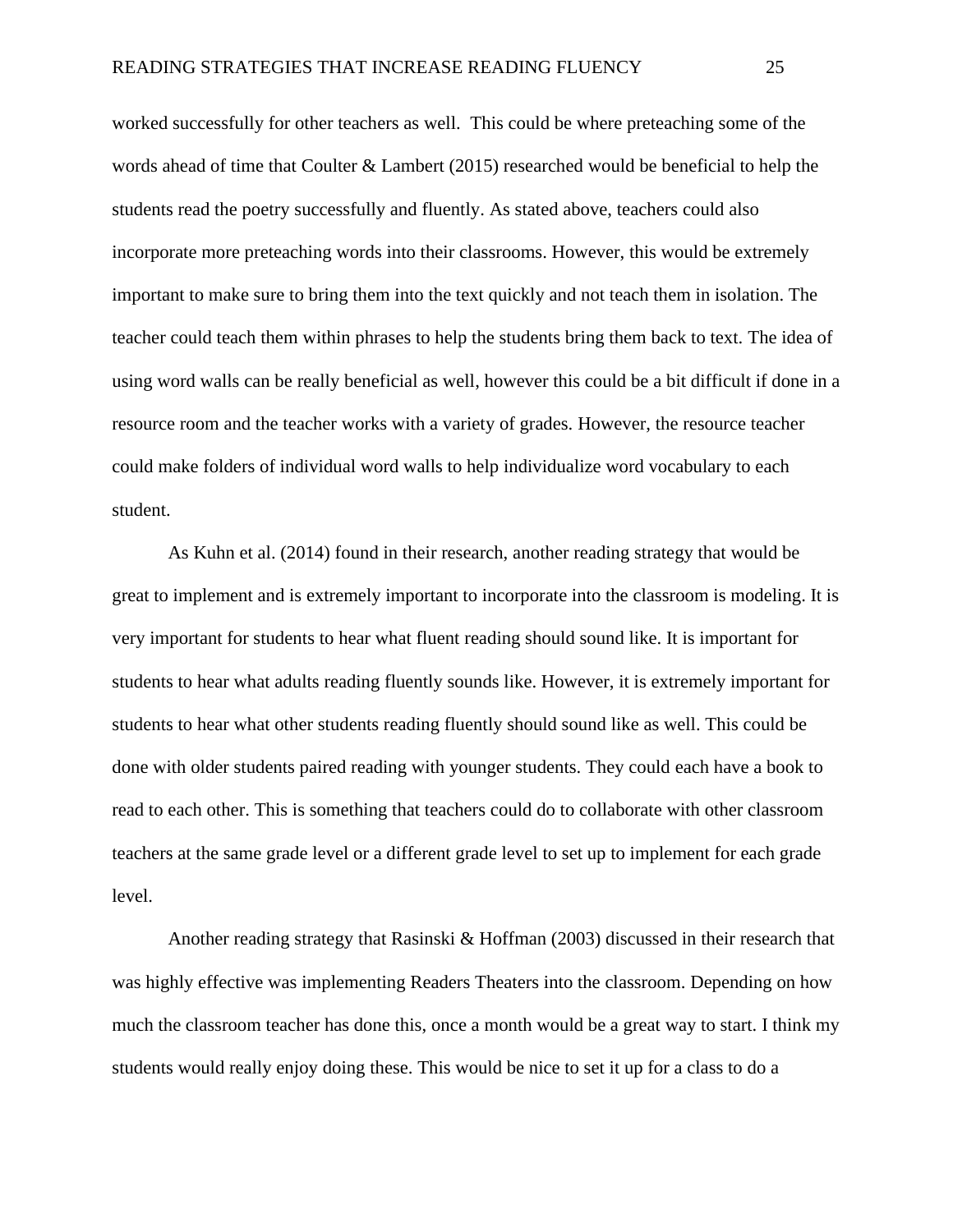worked successfully for other teachers as well. This could be where preteaching some of the words ahead of time that Coulter & Lambert (2015) researched would be beneficial to help the students read the poetry successfully and fluently. As stated above, teachers could also incorporate more preteaching words into their classrooms. However, this would be extremely important to make sure to bring them into the text quickly and not teach them in isolation. The teacher could teach them within phrases to help the students bring them back to text. The idea of using word walls can be really beneficial as well, however this could be a bit difficult if done in a resource room and the teacher works with a variety of grades. However, the resource teacher could make folders of individual word walls to help individualize word vocabulary to each student.

As Kuhn et al. (2014) found in their research, another reading strategy that would be great to implement and is extremely important to incorporate into the classroom is modeling. It is very important for students to hear what fluent reading should sound like. It is important for students to hear what adults reading fluently sounds like. However, it is extremely important for students to hear what other students reading fluently should sound like as well. This could be done with older students paired reading with younger students. They could each have a book to read to each other. This is something that teachers could do to collaborate with other classroom teachers at the same grade level or a different grade level to set up to implement for each grade level.

Another reading strategy that Rasinski & Hoffman (2003) discussed in their research that was highly effective was implementing Readers Theaters into the classroom. Depending on how much the classroom teacher has done this, once a month would be a great way to start. I think my students would really enjoy doing these. This would be nice to set it up for a class to do a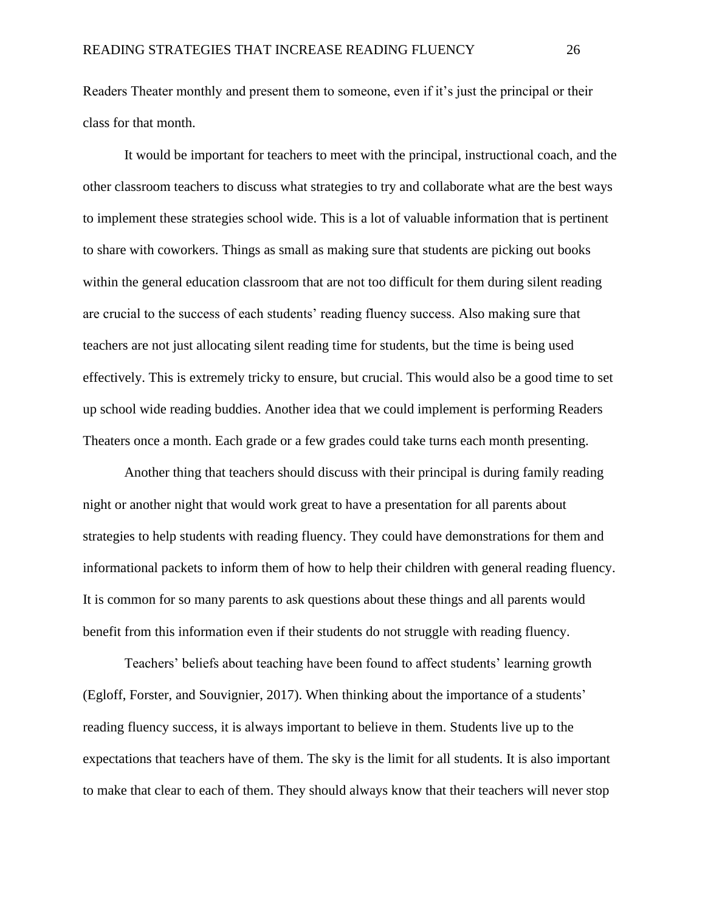Readers Theater monthly and present them to someone, even if it's just the principal or their class for that month.

It would be important for teachers to meet with the principal, instructional coach, and the other classroom teachers to discuss what strategies to try and collaborate what are the best ways to implement these strategies school wide. This is a lot of valuable information that is pertinent to share with coworkers. Things as small as making sure that students are picking out books within the general education classroom that are not too difficult for them during silent reading are crucial to the success of each students' reading fluency success. Also making sure that teachers are not just allocating silent reading time for students, but the time is being used effectively. This is extremely tricky to ensure, but crucial. This would also be a good time to set up school wide reading buddies. Another idea that we could implement is performing Readers Theaters once a month. Each grade or a few grades could take turns each month presenting.

Another thing that teachers should discuss with their principal is during family reading night or another night that would work great to have a presentation for all parents about strategies to help students with reading fluency. They could have demonstrations for them and informational packets to inform them of how to help their children with general reading fluency. It is common for so many parents to ask questions about these things and all parents would benefit from this information even if their students do not struggle with reading fluency.

Teachers' beliefs about teaching have been found to affect students' learning growth (Egloff, Forster, and Souvignier, 2017). When thinking about the importance of a students' reading fluency success, it is always important to believe in them. Students live up to the expectations that teachers have of them. The sky is the limit for all students. It is also important to make that clear to each of them. They should always know that their teachers will never stop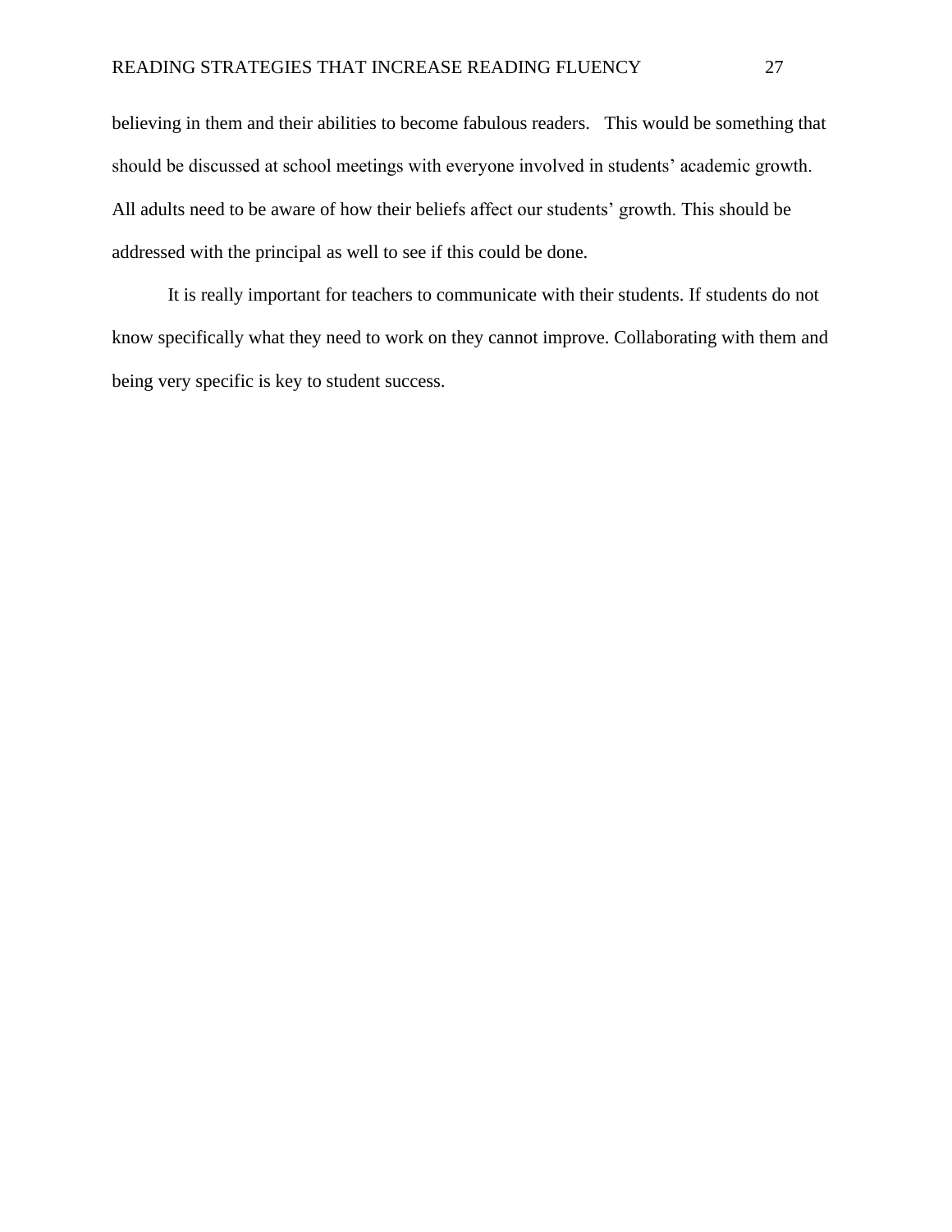believing in them and their abilities to become fabulous readers. This would be something that should be discussed at school meetings with everyone involved in students' academic growth. All adults need to be aware of how their beliefs affect our students' growth. This should be addressed with the principal as well to see if this could be done.

It is really important for teachers to communicate with their students. If students do not know specifically what they need to work on they cannot improve. Collaborating with them and being very specific is key to student success.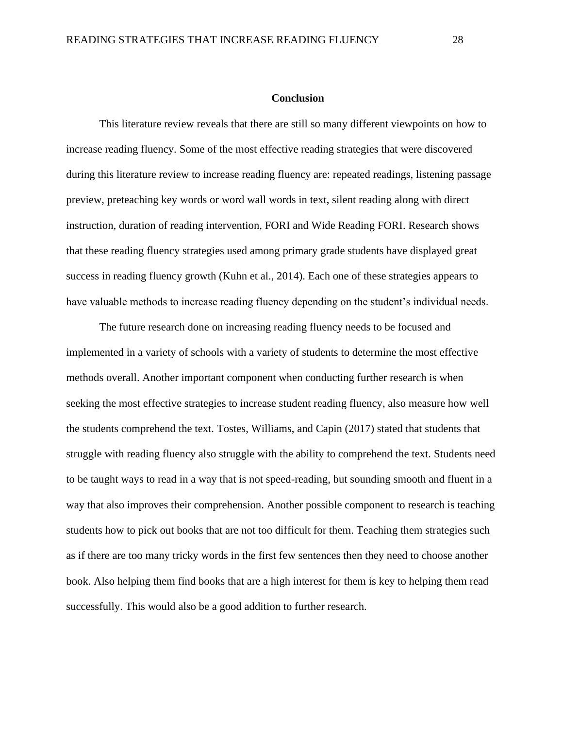## Conclusion

This literature review reveals that there are still so many different viewpoints on how to increase reading fluency. Some of the most effective reading strategies that were discovered during this literature review to increase reading fluency are: repeated readings, listening passage preview, preteaching key words or word wall words in text, silent reading along with direct instruction, duration of reading intervention, FORI and Wide Reading FORI. Research shows that these reading fluency strategies used among primary grade students have displayed great success in reading fluency growth (Kuhn et al., 2014). Each one of these strategies appears to have valuable methods to increase reading fluency depending on the student's individual needs.

The future research done on increasing reading fluency needs to be focused and implemented in a variety of schools with a variety of students to determine the most effective methods overall. Another important component when conducting further research is when seeking the most effective strategies to increase student reading fluency, also measure how well the students comprehend the text. Tostes, Williams, and Capin (2017) stated that students that struggle with reading fluency also struggle with the ability to comprehend the text. Students need to be taught ways to read in a way that is not speed-reading, but sounding smooth and fluent in a way that also improves their comprehension. Another possible component to research is teaching students how to pick out books that are not too difficult for them. Teaching them strategies such as if there are too many tricky words in the first few sentences then they need to choose another book. Also helping them find books that are a high interest for them is key to helping them read successfully. This would also be a good addition to further research.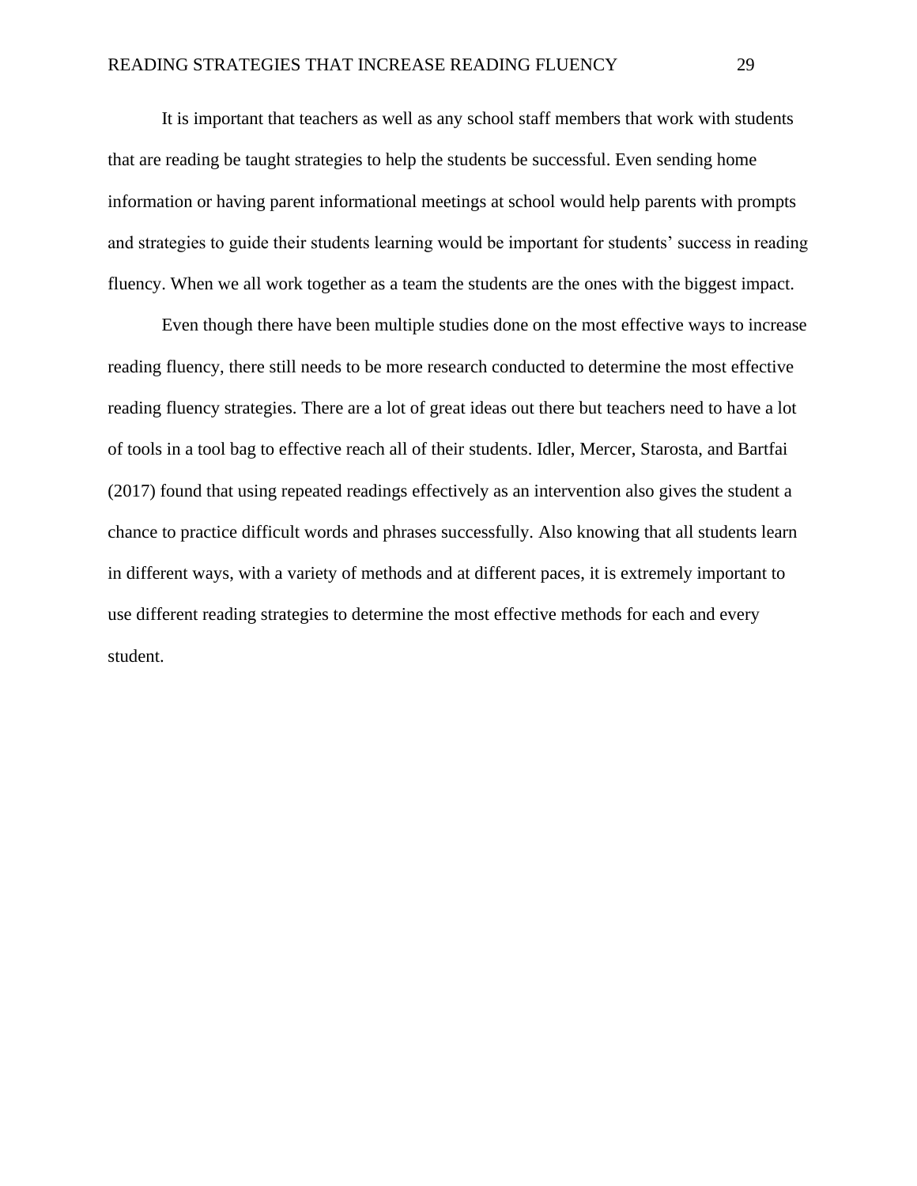It is important that teachers as well as any school staff members that work with students that are reading be taught strategies to help the students be successful. Even sending home information or having parent informational meetings at school would help parents with prompts and strategies to guide their students learning would be important for students' success in reading fluency. When we all work together as a team the students are the ones with the biggest impact.

Even though there have been multiple studies done on the most effective ways to increase reading fluency, there still needs to be more research conducted to determine the most effective reading fluency strategies. There are a lot of great ideas out there but teachers need to have a lot of tools in a tool bag to effective reach all of their students. Idler, Mercer, Starosta, and Bartfai (2017) found that using repeated readings effectively as an intervention also gives the student a chance to practice difficult words and phrases successfully. Also knowing that all students learn in different ways, with a variety of methods and at different paces, it is extremely important to use different reading strategies to determine the most effective methods for each and every student.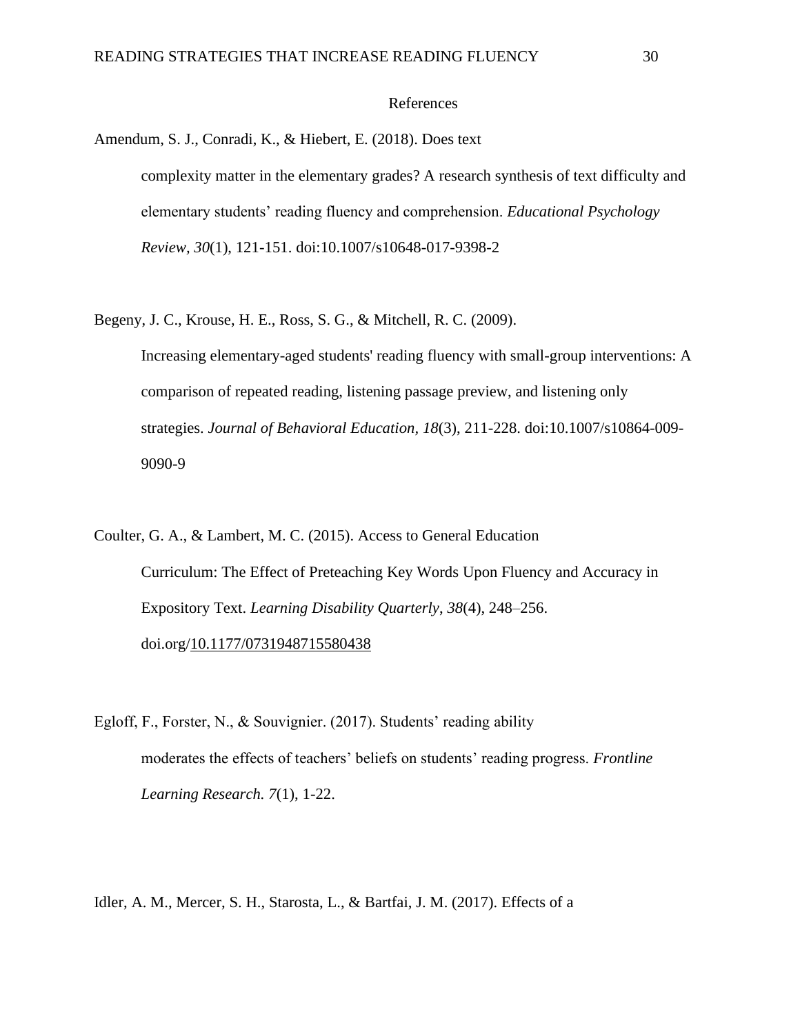# References

Amendum, S. J., Conradi, K., & Hiebert, E. (2018). Does text complexity matter in the elementary grades? A research synthesis of text difficulty and elementary students' reading fluency and comprehension. *Educational Psychology Review, 30*(1), 121-151. doi:10.1007/s10648-017-9398-2

Begeny, J. C., Krouse, H. E., Ross, S. G., & Mitchell, R. C. (2009). Increasing elementary-aged students' reading fluency with small-group interventions: A comparison of repeated reading, listening passage preview, and listening only strategies. *Journal of Behavioral Education*, *18*(3), 211-228. doi:10.1007/s10864-009-9090-9

Coulter, G. A., & Lambert, M. C. (2015). Access to General Education Curriculum: The Effect of Preteaching Key Words Upon Fluency and Accuracy in Expository Text. *Learning Disability Quarterly*, *38*(4), 248–256. doi.org/10.1177/0731948715580438

Egloff, F., Forster, N., & Souvignier. (2017). Students' reading ability moderates the effects of teachers' beliefs on students' reading progress. *Frontline Learning Research. 7*(1), 1-22.

Idler, A. M., Mercer, S. H., Starosta, L., & Bartfai, J. M. (2017). Effects of a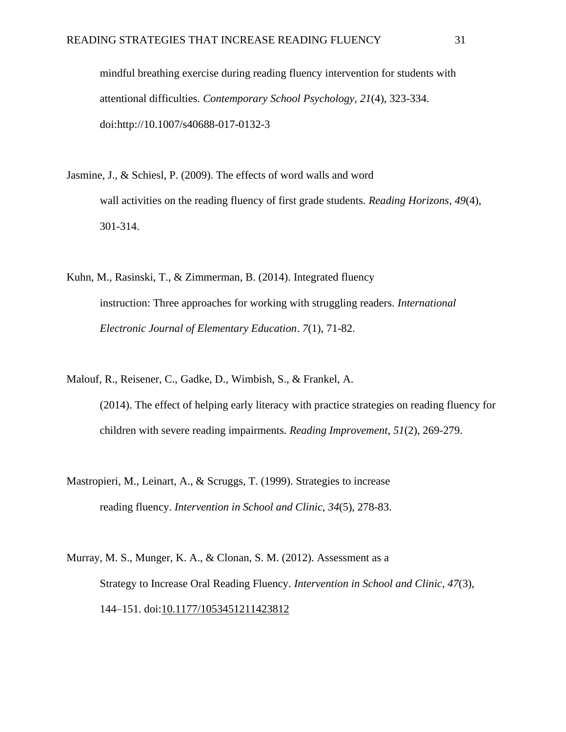mindful breathing exercise during reading fluency intervention for students with attentional difficulties. *Contemporary School Psychology*, *21*(4), 323-334. doi:http://10.1007/s40688-017-0132-3

Jasmine, J., & Schiesl, P. (2009). The effects of word walls and word wall activities on the reading fluency of first grade students. *Reading Horizons*, *49*(4), 301-314.

Kuhn, M., Rasinski, T., & Zimmerman, B. (2014). Integrated fluency instruction: Three approaches for working with struggling readers. *International Electronic Journal of Elementary Education*. *7*(1), 71-82.

Malouf, R., Reisener, C., Gadke, D., Wimbish, S., & Frankel, A. (2014). The effect of helping early literacy with practice strategies on reading fluency for children with severe reading impairments. *Reading Improvement*, *51*(2), 269-279.

Mastropieri, M., Leinart, A., & Scruggs, T. (1999). Strategies to increase reading fluency. *Intervention in School and Clinic*, *34*(5), 278-83.

Murray, M. S., Munger, K. A., & Clonan, S. M. (2012). Assessment as a Strategy to Increase Oral Reading Fluency. *Intervention in School and Clinic*, *47*(3), 144–151. doi:10.1177/1053451211423812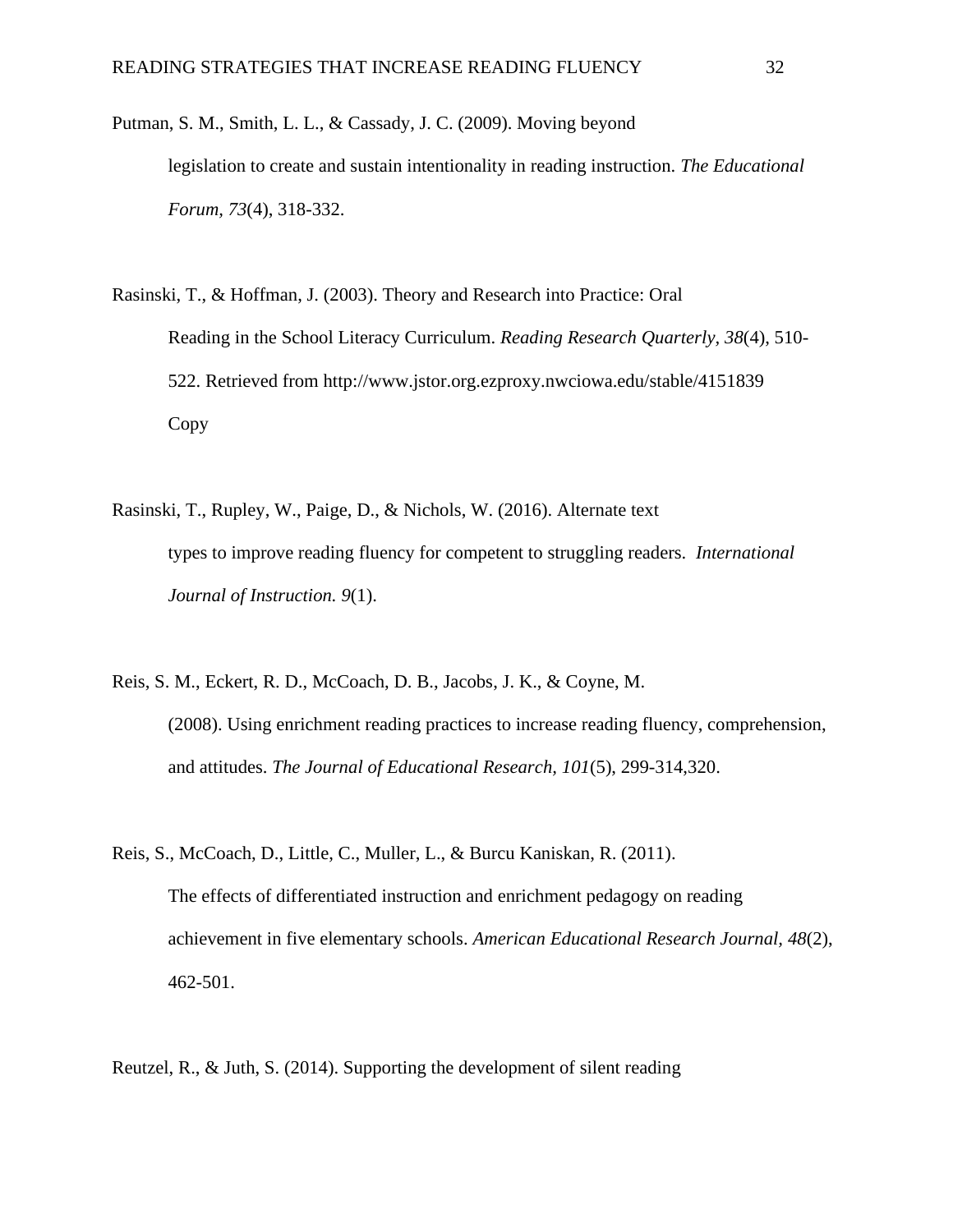Putman, S. M., Smith, L. L., & Cassady, J. C. (2009). Moving beyond legislation to create and sustain intentionality in reading instruction. *The Educational Forum, 73*(4), 318-332.

Rasinski, T., & Hoffman, J. (2003). Theory and Research into Practice: Oral Reading in the School Literacy Curriculum. *Reading Research Quarterly*, *38*(4), 510-522. Retrieved from http://www.jstor.org.ezproxy.nwciowa.edu/stable/4151839 Copy

Rasinski, T., Rupley, W., Paige, D., & Nichols, W. (2016). Alternate text types to improve reading fluency for competent to struggling readers. *International Journal of Instruction. 9*(1).

Reis, S. M., Eckert, R. D., McCoach, D. B., Jacobs, J. K., & Coyne, M. (2008). Using enrichment reading practices to increase reading fluency, comprehension, and attitudes. *The Journal of Educational Research, 101*(5), 299-314,320.

Reis, S., McCoach, D., Little, C., Muller, L., & Burcu Kaniskan, R. (2011). The effects of differentiated instruction and enrichment pedagogy on reading achievement in five elementary schools. *American Educational Research Journal*, *48*(2), 462-501.

Reutzel, R., & Juth, S. (2014). Supporting the development of silent reading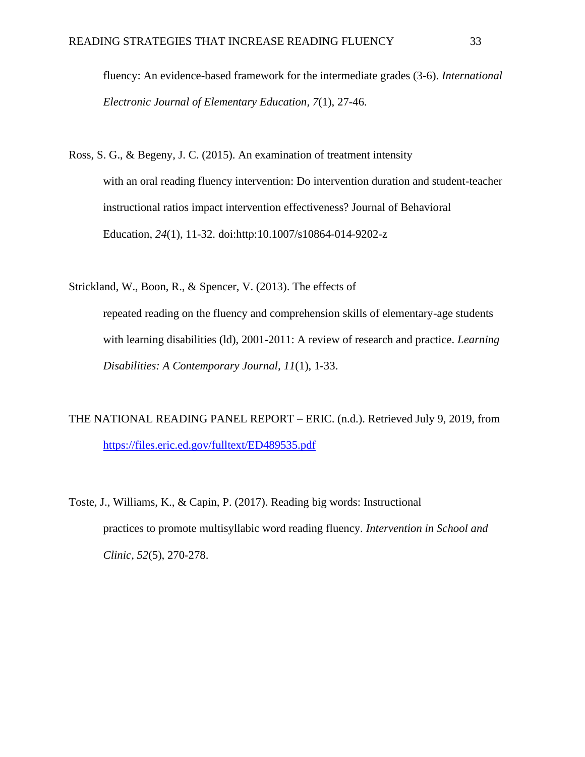fluency: An evidence-based framework for the intermediate grades (3-6). *International Electronic Journal of Elementary Education*, *7*(1), 27-46.

Ross, S. G., & Begeny, J. C. (2015). An examination of treatment intensity with an oral reading fluency intervention: Do intervention duration and student-teacher instructional ratios impact intervention effectiveness? Journal of Behavioral Education, *24*(1), 11-32. doi:http:10.1007/s10864-014-9202-z

Strickland, W., Boon, R., & Spencer, V. (2013). The effects of repeated reading on the fluency and comprehension skills of elementary-age students with learning disabilities (ld), 2001-2011: A review of research and practice. *Learning Disabilities: A Contemporary Journal*, *11*(1), 1-33.

THE NATIONAL READING PANEL REPORT – ERIC. (n.d.). Retrieved July 9, 2019, from https://files.eric.ed.gov/fulltext/ED489535.pdf

Toste, J., Williams, K., & Capin, P. (2017). Reading big words: Instructional practices to promote multisyllabic word reading fluency. *Intervention in School and Clinic*, *52*(5), 270-278.